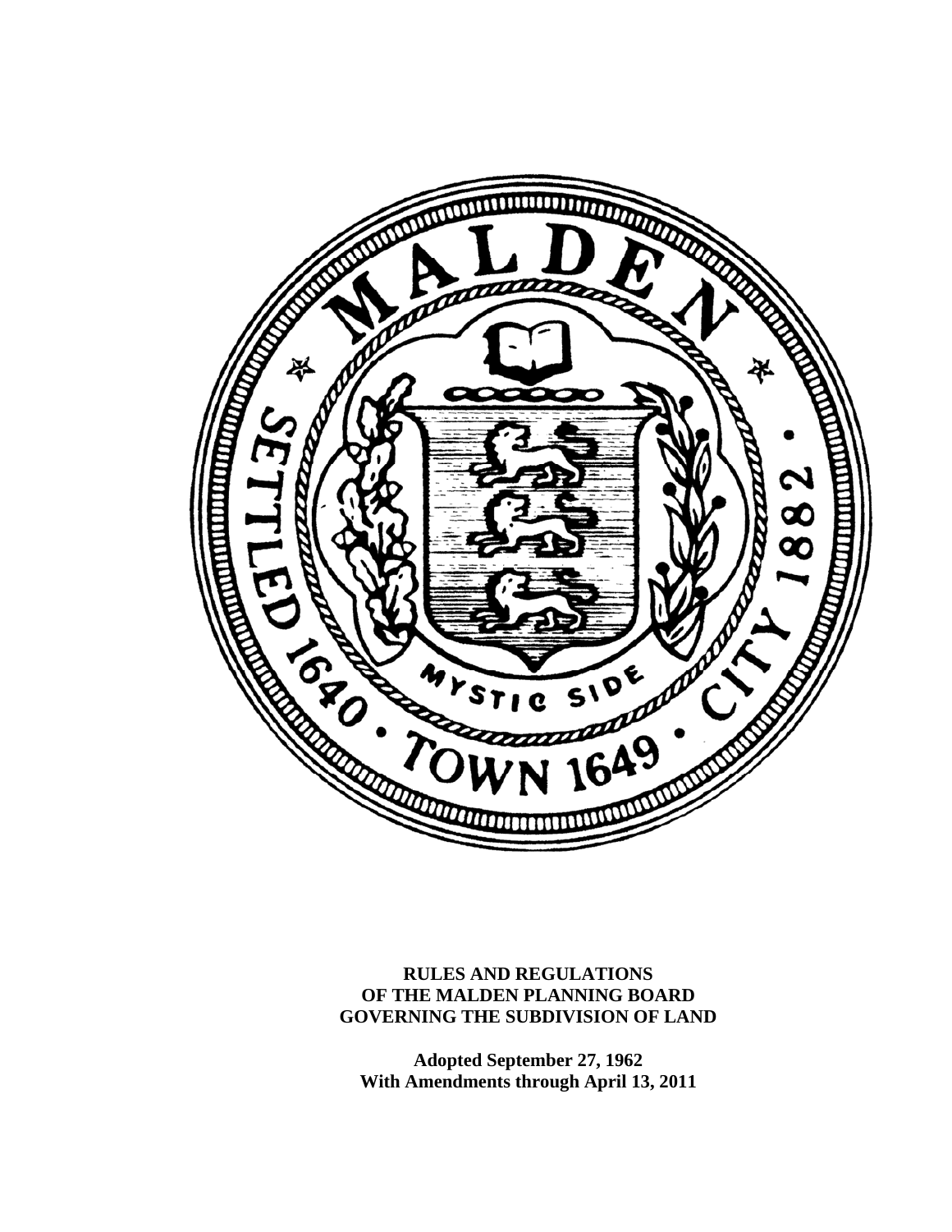# RULES AND REGULATIONS OF THE MALDEN PLANNING BOARD GOVERNING THE SUBDIVISION OF LAND

**Adopted September 27, 1962**
**With Amendments through April 13, 2011**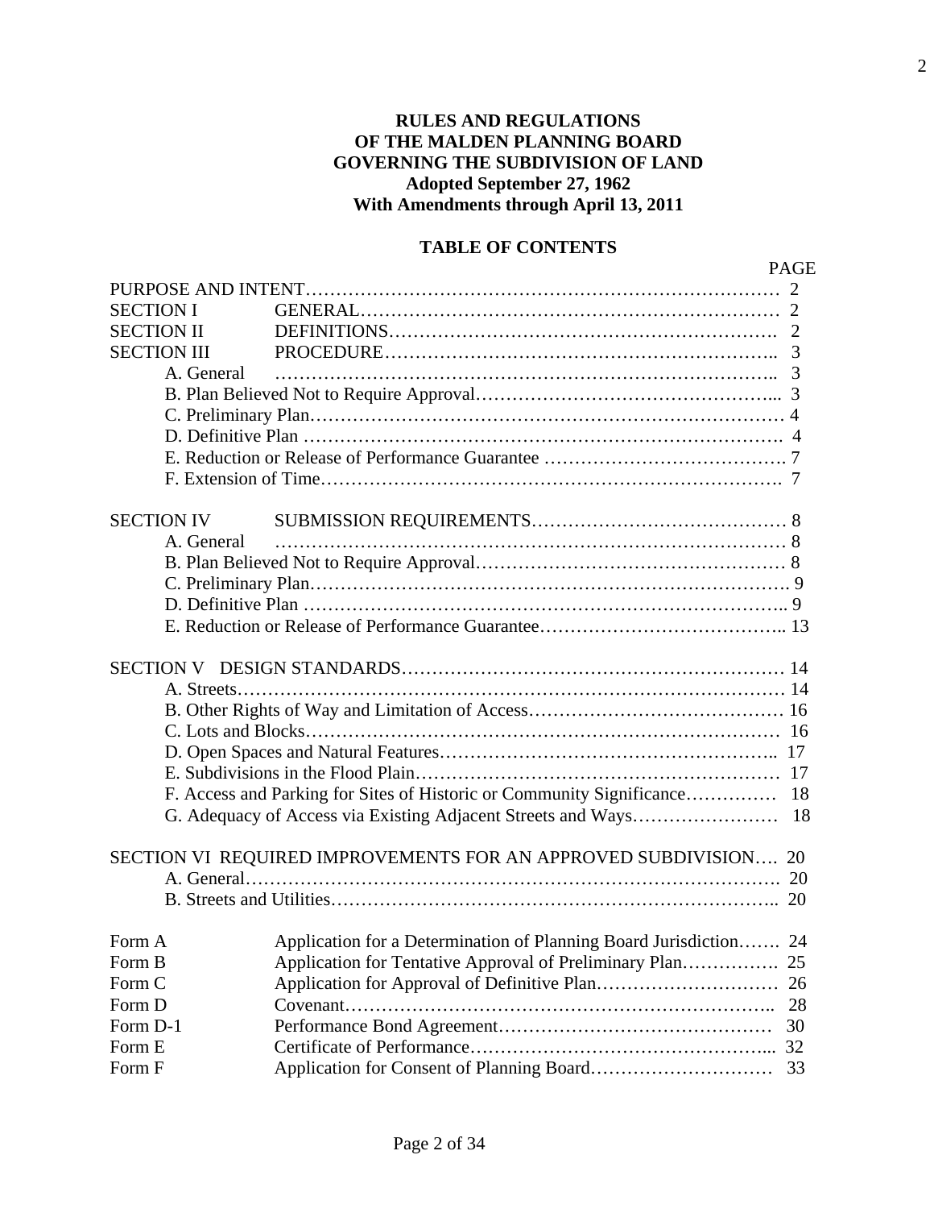**RULES AND REGULATIONS**
**OF THE MALDEN PLANNING BOARD**
**GOVERNING THE SUBDIVISION OF LAND**
**Adopted September 27, 1962**
**With Amendments through April 13, 2011**

## TABLE OF CONTENTS

| | | PAGE |
|---|---|---|
| PURPOSE AND INTENT | | 2 |
| SECTION I | GENERAL | 2 |
| SECTION II | DEFINITIONS | 2 |
| SECTION III | PROCEDURE | 3 |
| | A. General | 3 |
| | B. Plan Believed Not to Require Approval | 3 |
| | C. Preliminary Plan | 4 |
| | D. Definitive Plan | 4 |
| | E. Reduction or Release of Performance Guarantee | 7 |
| | F. Extension of Time | 7 |
| SECTION IV | SUBMISSION REQUIREMENTS | 8 |
| | A. General | 8 |
| | B. Plan Believed Not to Require Approval | 8 |
| | C. Preliminary Plan | 9 |
| | D. Definitive Plan | 9 |
| | E. Reduction or Release of Performance Guarantee | 13 |
| SECTION V | DESIGN STANDARDS | 14 |
| | A. Streets | 14 |
| | B. Other Rights of Way and Limitation of Access | 16 |
| | C. Lots and Blocks | 16 |
| | D. Open Spaces and Natural Features | 17 |
| | E. Subdivisions in the Flood Plain | 17 |
| | F. Access and Parking for Sites of Historic or Community Significance | 18 |
| | G. Adequacy of Access via Existing Adjacent Streets and Ways | 18 |
| SECTION VI | REQUIRED IMPROVEMENTS FOR AN APPROVED SUBDIVISION | 20 |
| | A. General | 20 |
| | B. Streets and Utilities | 20 |
| Form A | Application for a Determination of Planning Board Jurisdiction | 24 |
| Form B | Application for Tentative Approval of Preliminary Plan | 25 |
| Form C | Application for Approval of Definitive Plan | 26 |
| Form D | Covenant | 28 |
| Form D-1 | Performance Bond Agreement | 30 |
| Form E | Certificate of Performance | 32 |
| Form F | Application for Consent of Planning Board | 33 |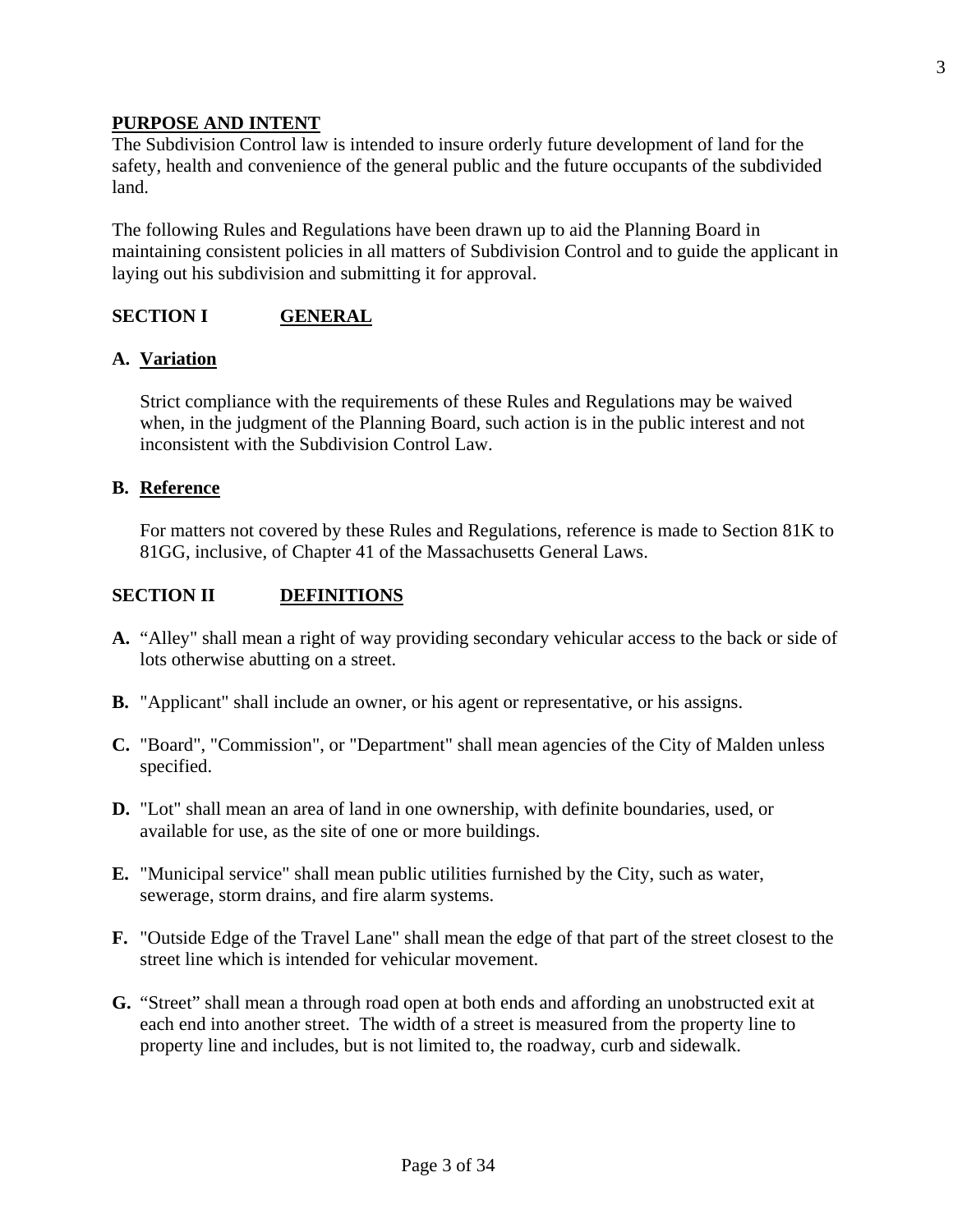## PURPOSE AND INTENT

The Subdivision Control law is intended to insure orderly future development of land for the safety, health and convenience of the general public and the future occupants of the subdivided land.

The following Rules and Regulations have been drawn up to aid the Planning Board in maintaining consistent policies in all matters of Subdivision Control and to guide the applicant in laying out his subdivision and submitting it for approval.

## SECTION I GENERAL

### A. Variation

Strict compliance with the requirements of these Rules and Regulations may be waived when, in the judgment of the Planning Board, such action is in the public interest and not inconsistent with the Subdivision Control Law.

### B. Reference

For matters not covered by these Rules and Regulations, reference is made to Section 81K to 81GG, inclusive, of Chapter 41 of the Massachusetts General Laws.

## SECTION II DEFINITIONS

**A.** “Alley" shall mean a right of way providing secondary vehicular access to the back or side of lots otherwise abutting on a street.

**B.** "Applicant" shall include an owner, or his agent or representative, or his assigns.

**C.** "Board", "Commission", or "Department" shall mean agencies of the City of Malden unless specified.

**D.** "Lot" shall mean an area of land in one ownership, with definite boundaries, used, or available for use, as the site of one or more buildings.

**E.** "Municipal service" shall mean public utilities furnished by the City, such as water, sewerage, storm drains, and fire alarm systems.

**F.** "Outside Edge of the Travel Lane" shall mean the edge of that part of the street closest to the street line which is intended for vehicular movement.

**G.** “Street” shall mean a through road open at both ends and affording an unobstructed exit at each end into another street. The width of a street is measured from the property line to property line and includes, but is not limited to, the roadway, curb and sidewalk.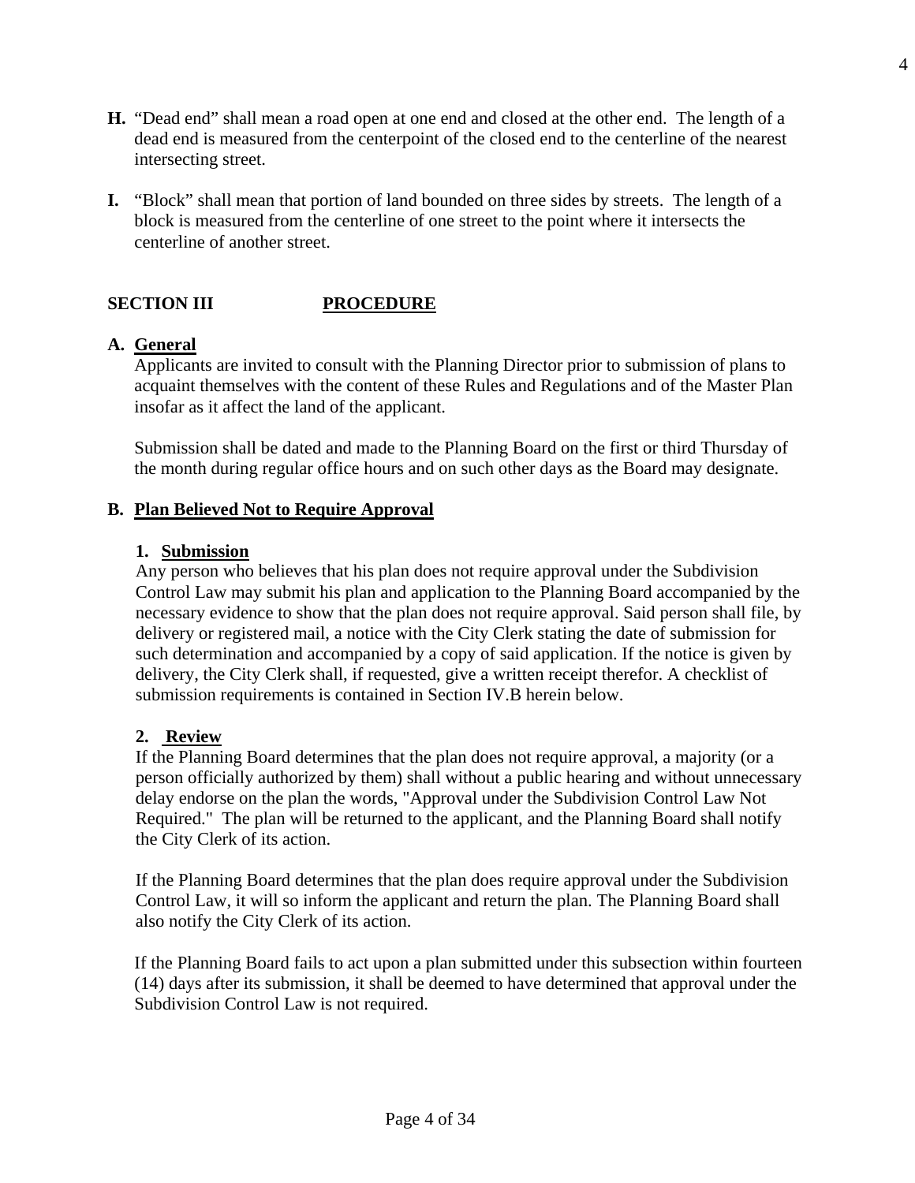**H.** "Dead end" shall mean a road open at one end and closed at the other end. The length of a dead end is measured from the centerpoint of the closed end to the centerline of the nearest intersecting street.

**I.** "Block" shall mean that portion of land bounded on three sides by streets. The length of a block is measured from the centerline of one street to the point where it intersects the centerline of another street.

## SECTION III PROCEDURE

### A. General

Applicants are invited to consult with the Planning Director prior to submission of plans to acquaint themselves with the content of these Rules and Regulations and of the Master Plan insofar as it affect the land of the applicant.

Submission shall be dated and made to the Planning Board on the first or third Thursday of the month during regular office hours and on such other days as the Board may designate.

### B. Plan Believed Not to Require Approval

#### 1. Submission

Any person who believes that his plan does not require approval under the Subdivision Control Law may submit his plan and application to the Planning Board accompanied by the necessary evidence to show that the plan does not require approval. Said person shall file, by delivery or registered mail, a notice with the City Clerk stating the date of submission for such determination and accompanied by a copy of said application. If the notice is given by delivery, the City Clerk shall, if requested, give a written receipt therefor. A checklist of submission requirements is contained in Section IV.B herein below.

#### 2. Review

If the Planning Board determines that the plan does not require approval, a majority (or a person officially authorized by them) shall without a public hearing and without unnecessary delay endorse on the plan the words, "Approval under the Subdivision Control Law Not Required." The plan will be returned to the applicant, and the Planning Board shall notify the City Clerk of its action.

If the Planning Board determines that the plan does require approval under the Subdivision Control Law, it will so inform the applicant and return the plan. The Planning Board shall also notify the City Clerk of its action.

If the Planning Board fails to act upon a plan submitted under this subsection within fourteen (14) days after its submission, it shall be deemed to have determined that approval under the Subdivision Control Law is not required.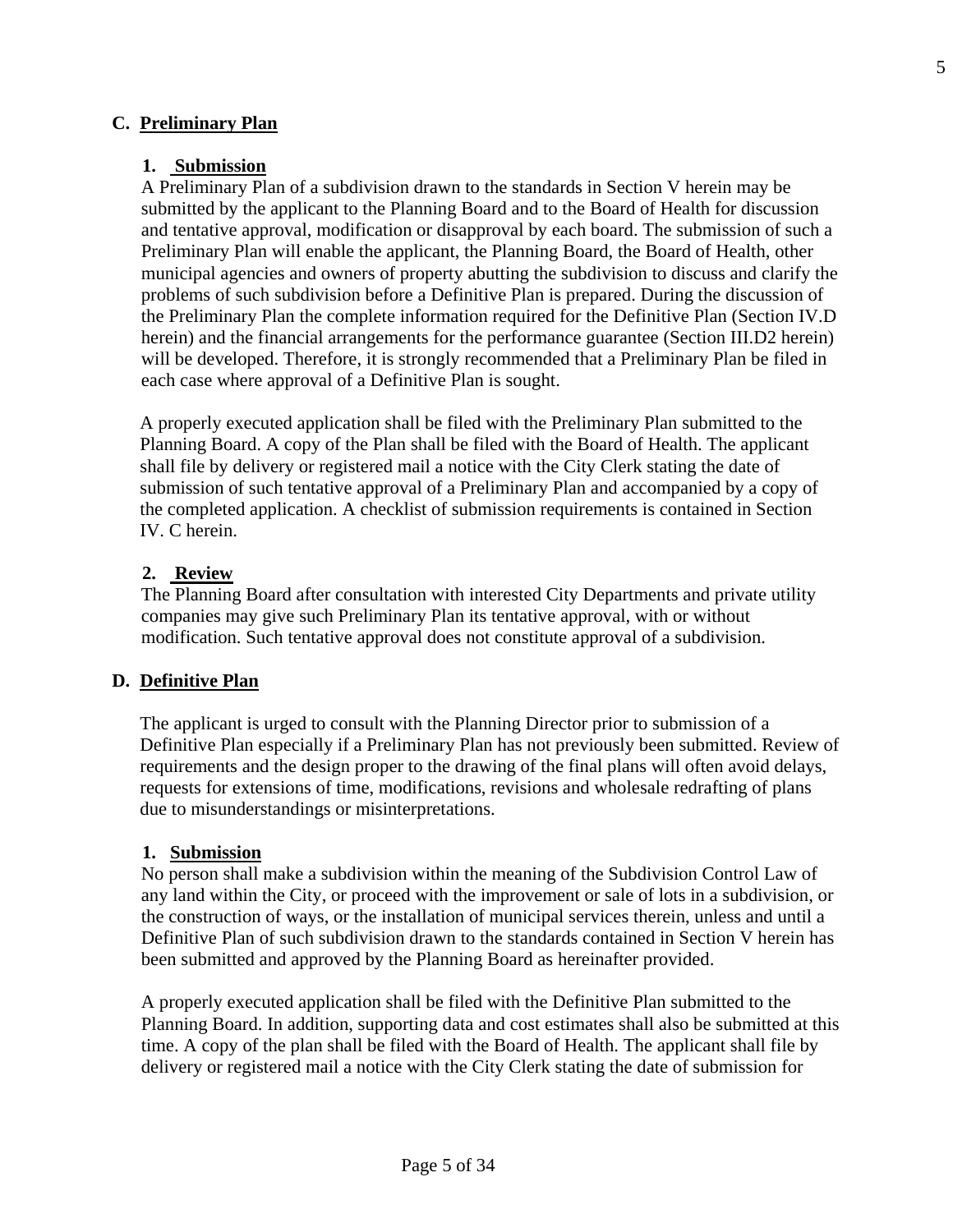## C. Preliminary Plan

### 1. Submission

A Preliminary Plan of a subdivision drawn to the standards in Section V herein may be submitted by the applicant to the Planning Board and to the Board of Health for discussion and tentative approval, modification or disapproval by each board. The submission of such a Preliminary Plan will enable the applicant, the Planning Board, the Board of Health, other municipal agencies and owners of property abutting the subdivision to discuss and clarify the problems of such subdivision before a Definitive Plan is prepared. During the discussion of the Preliminary Plan the complete information required for the Definitive Plan (Section IV.D herein) and the financial arrangements for the performance guarantee (Section III.D2 herein) will be developed. Therefore, it is strongly recommended that a Preliminary Plan be filed in each case where approval of a Definitive Plan is sought.

A properly executed application shall be filed with the Preliminary Plan submitted to the Planning Board. A copy of the Plan shall be filed with the Board of Health. The applicant shall file by delivery or registered mail a notice with the City Clerk stating the date of submission of such tentative approval of a Preliminary Plan and accompanied by a copy of the completed application. A checklist of submission requirements is contained in Section IV. C herein.

### 2. Review

The Planning Board after consultation with interested City Departments and private utility companies may give such Preliminary Plan its tentative approval, with or without modification. Such tentative approval does not constitute approval of a subdivision.

## D. Definitive Plan

The applicant is urged to consult with the Planning Director prior to submission of a Definitive Plan especially if a Preliminary Plan has not previously been submitted. Review of requirements and the design proper to the drawing of the final plans will often avoid delays, requests for extensions of time, modifications, revisions and wholesale redrafting of plans due to misunderstandings or misinterpretations.

### 1. Submission

No person shall make a subdivision within the meaning of the Subdivision Control Law of any land within the City, or proceed with the improvement or sale of lots in a subdivision, or the construction of ways, or the installation of municipal services therein, unless and until a Definitive Plan of such subdivision drawn to the standards contained in Section V herein has been submitted and approved by the Planning Board as hereinafter provided.

A properly executed application shall be filed with the Definitive Plan submitted to the Planning Board. In addition, supporting data and cost estimates shall also be submitted at this time. A copy of the plan shall be filed with the Board of Health. The applicant shall file by delivery or registered mail a notice with the City Clerk stating the date of submission for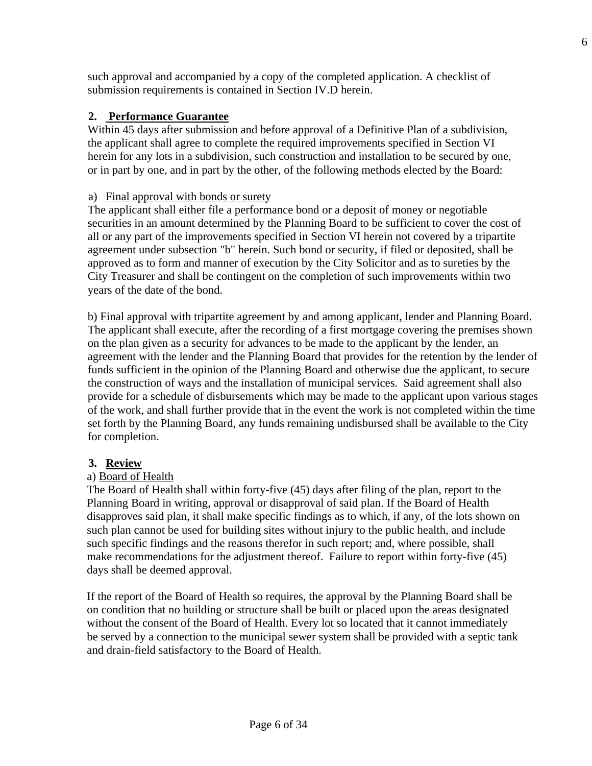such approval and accompanied by a copy of the completed application. A checklist of submission requirements is contained in Section IV.D herein.

### 2. Performance Guarantee

Within 45 days after submission and before approval of a Definitive Plan of a subdivision, the applicant shall agree to complete the required improvements specified in Section VI herein for any lots in a subdivision, such construction and installation to be secured by one, or in part by one, and in part by the other, of the following methods elected by the Board:

a) <u>Final approval with bonds or surety</u>

The applicant shall either file a performance bond or a deposit of money or negotiable securities in an amount determined by the Planning Board to be sufficient to cover the cost of all or any part of the improvements specified in Section VI herein not covered by a tripartite agreement under subsection "b" herein. Such bond or security, if filed or deposited, shall be approved as to form and manner of execution by the City Solicitor and as to sureties by the City Treasurer and shall be contingent on the completion of such improvements within two years of the date of the bond.

b) <u>Final approval with tripartite agreement by and among applicant, lender and Planning Board.</u>

The applicant shall execute, after the recording of a first mortgage covering the premises shown on the plan given as a security for advances to be made to the applicant by the lender, an agreement with the lender and the Planning Board that provides for the retention by the lender of funds sufficient in the opinion of the Planning Board and otherwise due the applicant, to secure the construction of ways and the installation of municipal services. Said agreement shall also provide for a schedule of disbursements which may be made to the applicant upon various stages of the work, and shall further provide that in the event the work is not completed within the time set forth by the Planning Board, any funds remaining undisbursed shall be available to the City for completion.

### 3. Review

a) <u>Board of Health</u>

The Board of Health shall within forty-five (45) days after filing of the plan, report to the Planning Board in writing, approval or disapproval of said plan. If the Board of Health disapproves said plan, it shall make specific findings as to which, if any, of the lots shown on such plan cannot be used for building sites without injury to the public health, and include such specific findings and the reasons therefor in such report; and, where possible, shall make recommendations for the adjustment thereof. Failure to report within forty-five (45) days shall be deemed approval.

If the report of the Board of Health so requires, the approval by the Planning Board shall be on condition that no building or structure shall be built or placed upon the areas designated without the consent of the Board of Health. Every lot so located that it cannot immediately be served by a connection to the municipal sewer system shall be provided with a septic tank and drain-field satisfactory to the Board of Health.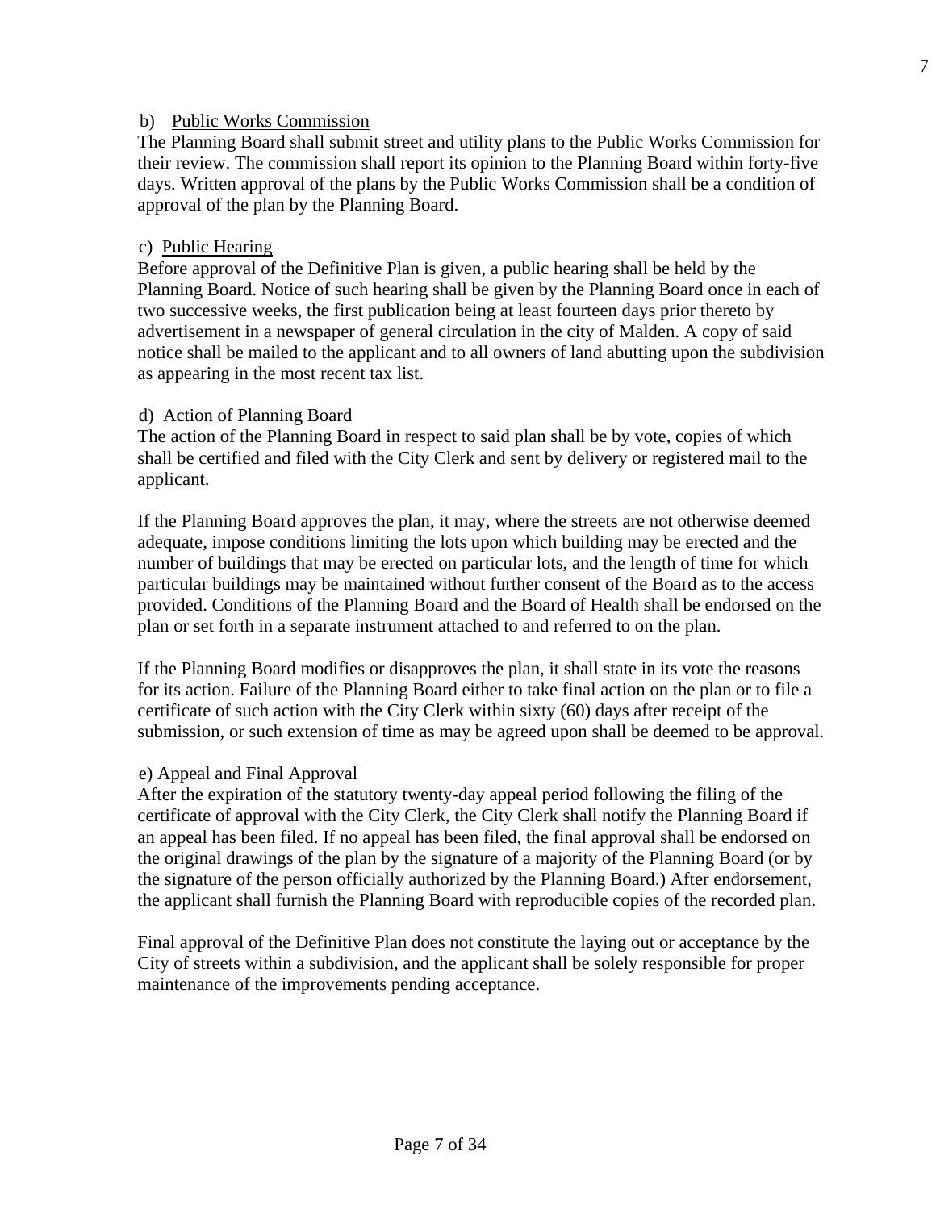b) Public Works Commission

The Planning Board shall submit street and utility plans to the Public Works Commission for their review. The commission shall report its opinion to the Planning Board within forty-five days. Written approval of the plans by the Public Works Commission shall be a condition of approval of the plan by the Planning Board.

c) Public Hearing

Before approval of the Definitive Plan is given, a public hearing shall be held by the Planning Board. Notice of such hearing shall be given by the Planning Board once in each of two successive weeks, the first publication being at least fourteen days prior thereto by advertisement in a newspaper of general circulation in the city of Malden. A copy of said notice shall be mailed to the applicant and to all owners of land abutting upon the subdivision as appearing in the most recent tax list.

d) Action of Planning Board

The action of the Planning Board in respect to said plan shall be by vote, copies of which shall be certified and filed with the City Clerk and sent by delivery or registered mail to the applicant.

If the Planning Board approves the plan, it may, where the streets are not otherwise deemed adequate, impose conditions limiting the lots upon which building may be erected and the number of buildings that may be erected on particular lots, and the length of time for which particular buildings may be maintained without further consent of the Board as to the access provided. Conditions of the Planning Board and the Board of Health shall be endorsed on the plan or set forth in a separate instrument attached to and referred to on the plan.

If the Planning Board modifies or disapproves the plan, it shall state in its vote the reasons for its action. Failure of the Planning Board either to take final action on the plan or to file a certificate of such action with the City Clerk within sixty (60) days after receipt of the submission, or such extension of time as may be agreed upon shall be deemed to be approval.

e) Appeal and Final Approval

After the expiration of the statutory twenty-day appeal period following the filing of the certificate of approval with the City Clerk, the City Clerk shall notify the Planning Board if an appeal has been filed. If no appeal has been filed, the final approval shall be endorsed on the original drawings of the plan by the signature of a majority of the Planning Board (or by the signature of the person officially authorized by the Planning Board.) After endorsement, the applicant shall furnish the Planning Board with reproducible copies of the recorded plan.

Final approval of the Definitive Plan does not constitute the laying out or acceptance by the City of streets within a subdivision, and the applicant shall be solely responsible for proper maintenance of the improvements pending acceptance.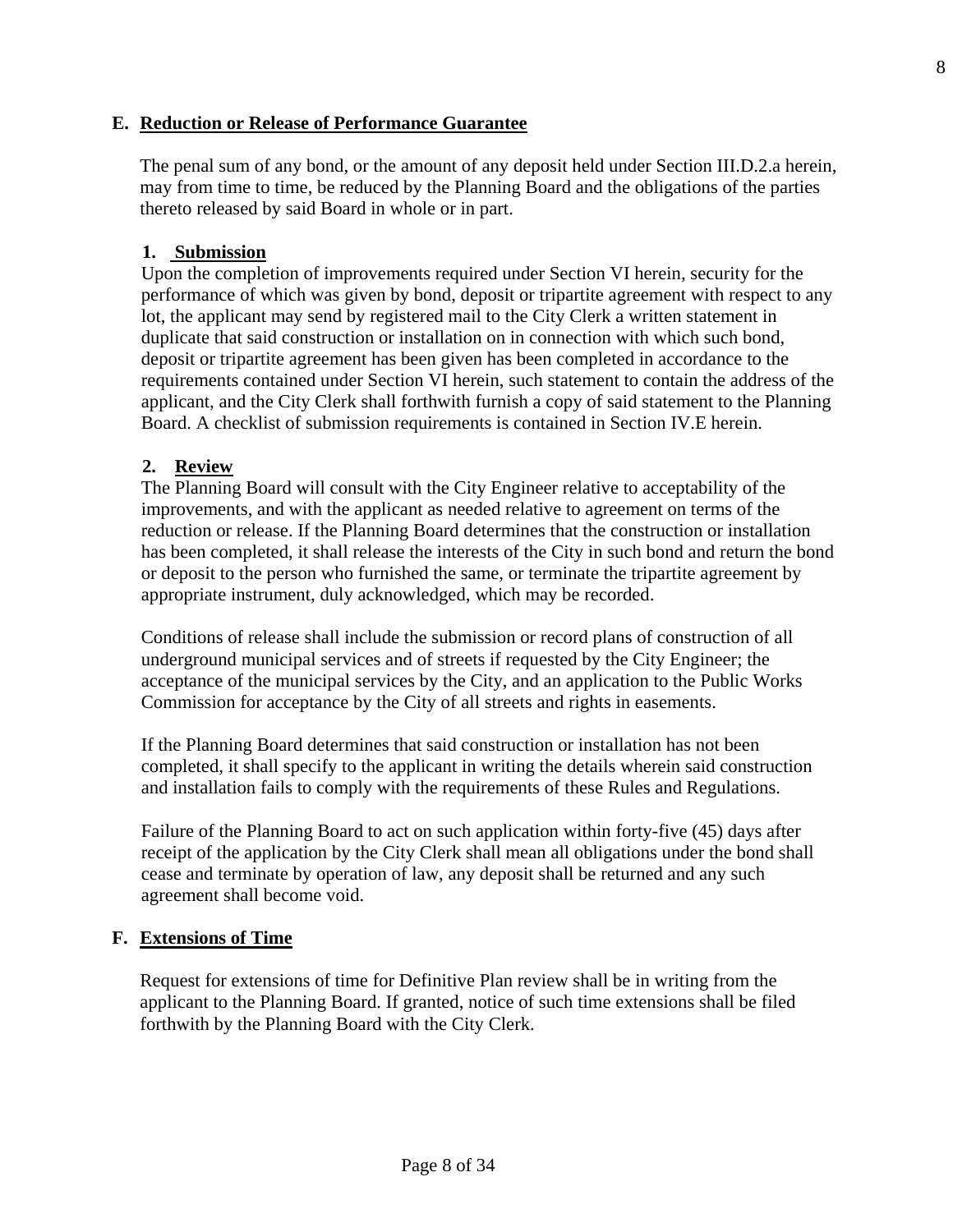## E. Reduction or Release of Performance Guarantee

The penal sum of any bond, or the amount of any deposit held under Section III.D.2.a herein, may from time to time, be reduced by the Planning Board and the obligations of the parties thereto released by said Board in whole or in part.

### 1. Submission

Upon the completion of improvements required under Section VI herein, security for the performance of which was given by bond, deposit or tripartite agreement with respect to any lot, the applicant may send by registered mail to the City Clerk a written statement in duplicate that said construction or installation on in connection with which such bond, deposit or tripartite agreement has been given has been completed in accordance to the requirements contained under Section VI herein, such statement to contain the address of the applicant, and the City Clerk shall forthwith furnish a copy of said statement to the Planning Board. A checklist of submission requirements is contained in Section IV.E herein.

### 2. Review

The Planning Board will consult with the City Engineer relative to acceptability of the improvements, and with the applicant as needed relative to agreement on terms of the reduction or release. If the Planning Board determines that the construction or installation has been completed, it shall release the interests of the City in such bond and return the bond or deposit to the person who furnished the same, or terminate the tripartite agreement by appropriate instrument, duly acknowledged, which may be recorded.

Conditions of release shall include the submission or record plans of construction of all underground municipal services and of streets if requested by the City Engineer; the acceptance of the municipal services by the City, and an application to the Public Works Commission for acceptance by the City of all streets and rights in easements.

If the Planning Board determines that said construction or installation has not been completed, it shall specify to the applicant in writing the details wherein said construction and installation fails to comply with the requirements of these Rules and Regulations.

Failure of the Planning Board to act on such application within forty-five (45) days after receipt of the application by the City Clerk shall mean all obligations under the bond shall cease and terminate by operation of law, any deposit shall be returned and any such agreement shall become void.

## F. Extensions of Time

Request for extensions of time for Definitive Plan review shall be in writing from the applicant to the Planning Board. If granted, notice of such time extensions shall be filed forthwith by the Planning Board with the City Clerk.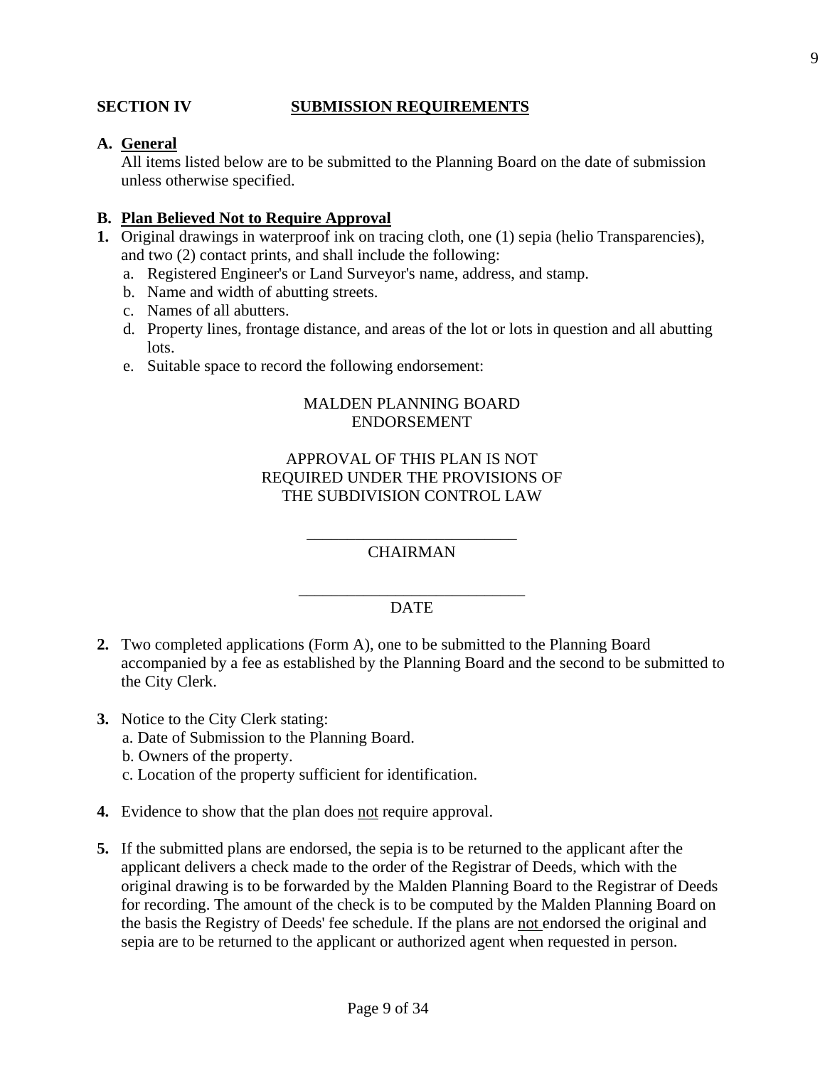## SECTION IV SUBMISSION REQUIREMENTS

**A. General**

All items listed below are to be submitted to the Planning Board on the date of submission unless otherwise specified.

**B. Plan Believed Not to Require Approval**

**1.** Original drawings in waterproof ink on tracing cloth, one (1) sepia (helio Transparencies), and two (2) contact prints, and shall include the following:

a. Registered Engineer's or Land Surveyor's name, address, and stamp.

b. Name and width of abutting streets.

c. Names of all abutters.

d. Property lines, frontage distance, and areas of the lot or lots in question and all abutting lots.

e. Suitable space to record the following endorsement:

MALDEN PLANNING BOARD
ENDORSEMENT

APPROVAL OF THIS PLAN IS NOT
REQUIRED UNDER THE PROVISIONS OF
THE SUBDIVISION CONTROL LAW

\_\_\_\_\_\_\_\_\_\_\_\_\_\_\_\_\_\_\_\_\_\_\_\_\_\_
CHAIRMAN

\_\_\_\_\_\_\_\_\_\_\_\_\_\_\_\_\_\_\_\_\_\_\_\_\_\_\_\_
DATE

**2.** Two completed applications (Form A), one to be submitted to the Planning Board accompanied by a fee as established by the Planning Board and the second to be submitted to the City Clerk.

**3.** Notice to the City Clerk stating:

a. Date of Submission to the Planning Board.

b. Owners of the property.

c. Location of the property sufficient for identification.

**4.** Evidence to show that the plan does not require approval.

**5.** If the submitted plans are endorsed, the sepia is to be returned to the applicant after the applicant delivers a check made to the order of the Registrar of Deeds, which with the original drawing is to be forwarded by the Malden Planning Board to the Registrar of Deeds for recording. The amount of the check is to be computed by the Malden Planning Board on the basis the Registry of Deeds' fee schedule. If the plans are not endorsed the original and sepia are to be returned to the applicant or authorized agent when requested in person.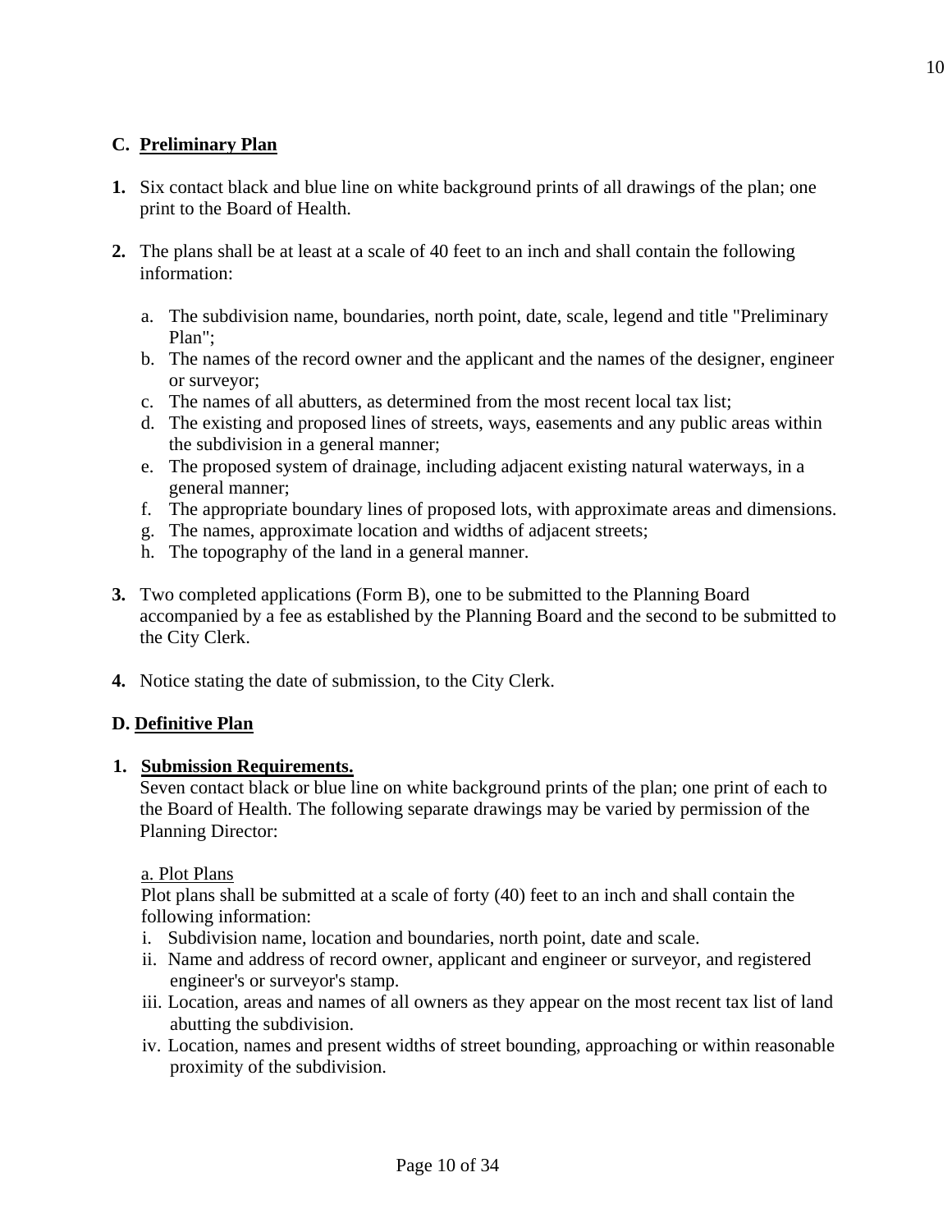## C. Preliminary Plan

**1.** Six contact black and blue line on white background prints of all drawings of the plan; one print to the Board of Health.

**2.** The plans shall be at least at a scale of 40 feet to an inch and shall contain the following information:

a. The subdivision name, boundaries, north point, date, scale, legend and title "Preliminary Plan";
b. The names of the record owner and the applicant and the names of the designer, engineer or surveyor;
c. The names of all abutters, as determined from the most recent local tax list;
d. The existing and proposed lines of streets, ways, easements and any public areas within the subdivision in a general manner;
e. The proposed system of drainage, including adjacent existing natural waterways, in a general manner;
f. The appropriate boundary lines of proposed lots, with approximate areas and dimensions.
g. The names, approximate location and widths of adjacent streets;
h. The topography of the land in a general manner.

**3.** Two completed applications (Form B), one to be submitted to the Planning Board accompanied by a fee as established by the Planning Board and the second to be submitted to the City Clerk.

**4.** Notice stating the date of submission, to the City Clerk.

## D. Definitive Plan

**1. Submission Requirements.**
Seven contact black or blue line on white background prints of the plan; one print of each to the Board of Health. The following separate drawings may be varied by permission of the Planning Director:

a. Plot Plans
Plot plans shall be submitted at a scale of forty (40) feet to an inch and shall contain the following information:

i. Subdivision name, location and boundaries, north point, date and scale.
ii. Name and address of record owner, applicant and engineer or surveyor, and registered engineer's or surveyor's stamp.
iii. Location, areas and names of all owners as they appear on the most recent tax list of land abutting the subdivision.
iv. Location, names and present widths of street bounding, approaching or within reasonable proximity of the subdivision.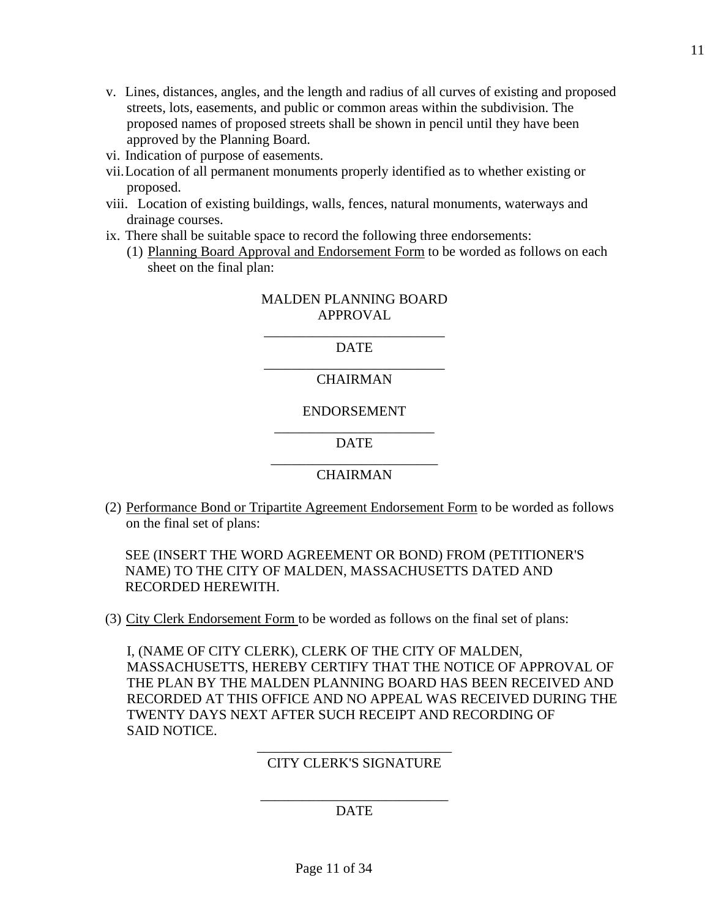v. Lines, distances, angles, and the length and radius of all curves of existing and proposed streets, lots, easements, and public or common areas within the subdivision. The proposed names of proposed streets shall be shown in pencil until they have been approved by the Planning Board.

vi. Indication of purpose of easements.

vii. Location of all permanent monuments properly identified as to whether existing or proposed.

viii. Location of existing buildings, walls, fences, natural monuments, waterways and drainage courses.

ix. There shall be suitable space to record the following three endorsements:

(1) Planning Board Approval and Endorsement Form to be worded as follows on each sheet on the final plan:

MALDEN PLANNING BOARD
APPROVAL

\_\_\_\_\_\_\_\_\_\_\_\_\_\_\_\_\_\_\_\_\_\_\_\_\_\_
DATE

\_\_\_\_\_\_\_\_\_\_\_\_\_\_\_\_\_\_\_\_\_\_\_\_\_\_
CHAIRMAN

ENDORSEMENT

\_\_\_\_\_\_\_\_\_\_\_\_\_\_\_\_\_\_\_\_\_\_\_
DATE

\_\_\_\_\_\_\_\_\_\_\_\_\_\_\_\_\_\_\_\_\_\_\_\_
CHAIRMAN

(2) Performance Bond or Tripartite Agreement Endorsement Form to be worded as follows on the final set of plans:

SEE (INSERT THE WORD AGREEMENT OR BOND) FROM (PETITIONER'S NAME) TO THE CITY OF MALDEN, MASSACHUSETTS DATED AND RECORDED HEREWITH.

(3) City Clerk Endorsement Form to be worded as follows on the final set of plans:

I, (NAME OF CITY CLERK), CLERK OF THE CITY OF MALDEN, MASSACHUSETTS, HEREBY CERTIFY THAT THE NOTICE OF APPROVAL OF THE PLAN BY THE MALDEN PLANNING BOARD HAS BEEN RECEIVED AND RECORDED AT THIS OFFICE AND NO APPEAL WAS RECEIVED DURING THE TWENTY DAYS NEXT AFTER SUCH RECEIPT AND RECORDING OF SAID NOTICE.

\_\_\_\_\_\_\_\_\_\_\_\_\_\_\_\_\_\_\_\_\_\_\_\_\_\_\_\_
CITY CLERK'S SIGNATURE

\_\_\_\_\_\_\_\_\_\_\_\_\_\_\_\_\_\_\_\_\_\_\_\_\_\_\_\_
DATE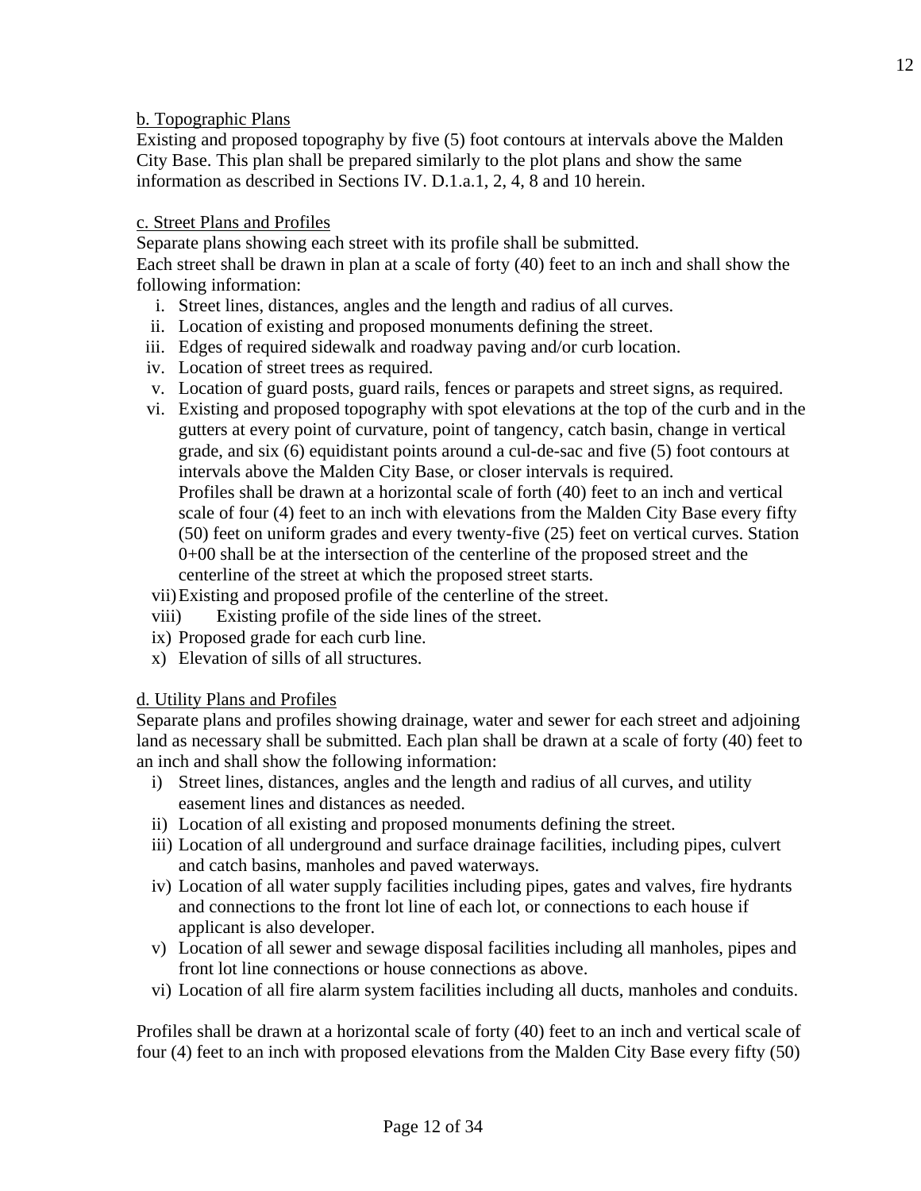b. Topographic Plans

Existing and proposed topography by five (5) foot contours at intervals above the Malden City Base. This plan shall be prepared similarly to the plot plans and show the same information as described in Sections IV. D.1.a.1, 2, 4, 8 and 10 herein.

c. Street Plans and Profiles

Separate plans showing each street with its profile shall be submitted.
Each street shall be drawn in plan at a scale of forty (40) feet to an inch and shall show the following information:

i. Street lines, distances, angles and the length and radius of all curves.
ii. Location of existing and proposed monuments defining the street.
iii. Edges of required sidewalk and roadway paving and/or curb location.
iv. Location of street trees as required.
v. Location of guard posts, guard rails, fences or parapets and street signs, as required.
vi. Existing and proposed topography with spot elevations at the top of the curb and in the gutters at every point of curvature, point of tangency, catch basin, change in vertical grade, and six (6) equidistant points around a cul-de-sac and five (5) foot contours at intervals above the Malden City Base, or closer intervals is required.
Profiles shall be drawn at a horizontal scale of forth (40) feet to an inch and vertical scale of four (4) feet to an inch with elevations from the Malden City Base every fifty (50) feet on uniform grades and every twenty-five (25) feet on vertical curves. Station 0+00 shall be at the intersection of the centerline of the proposed street and the centerline of the street at which the proposed street starts.
vii) Existing and proposed profile of the centerline of the street.
viii) Existing profile of the side lines of the street.
ix) Proposed grade for each curb line.
x) Elevation of sills of all structures.

d. Utility Plans and Profiles

Separate plans and profiles showing drainage, water and sewer for each street and adjoining land as necessary shall be submitted. Each plan shall be drawn at a scale of forty (40) feet to an inch and shall show the following information:

i) Street lines, distances, angles and the length and radius of all curves, and utility easement lines and distances as needed.
ii) Location of all existing and proposed monuments defining the street.
iii) Location of all underground and surface drainage facilities, including pipes, culvert and catch basins, manholes and paved waterways.
iv) Location of all water supply facilities including pipes, gates and valves, fire hydrants and connections to the front lot line of each lot, or connections to each house if applicant is also developer.
v) Location of all sewer and sewage disposal facilities including all manholes, pipes and front lot line connections or house connections as above.
vi) Location of all fire alarm system facilities including all ducts, manholes and conduits.

Profiles shall be drawn at a horizontal scale of forty (40) feet to an inch and vertical scale of four (4) feet to an inch with proposed elevations from the Malden City Base every fifty (50)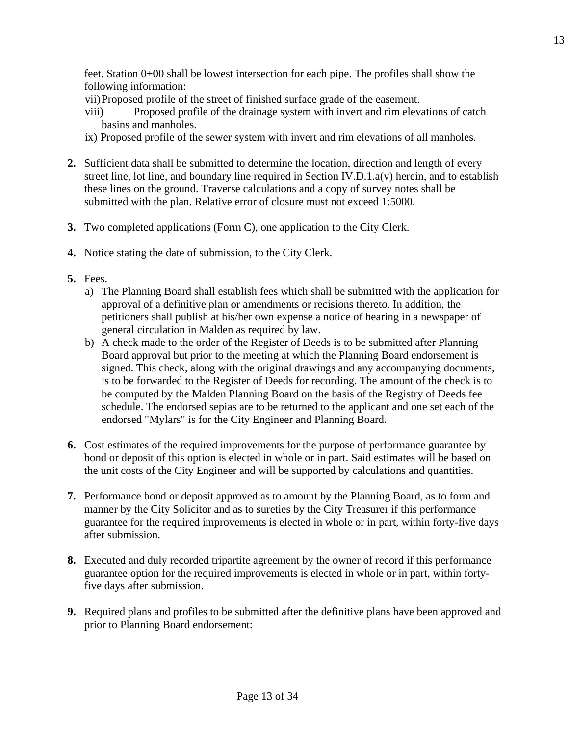feet. Station 0+00 shall be lowest intersection for each pipe. The profiles shall show the following information:

vii) Proposed profile of the street of finished surface grade of the easement.

viii) Proposed profile of the drainage system with invert and rim elevations of catch basins and manholes.

ix) Proposed profile of the sewer system with invert and rim elevations of all manholes.

**2.** Sufficient data shall be submitted to determine the location, direction and length of every street line, lot line, and boundary line required in Section IV.D.1.a(v) herein, and to establish these lines on the ground. Traverse calculations and a copy of survey notes shall be submitted with the plan. Relative error of closure must not exceed 1:5000.

**3.** Two completed applications (Form C), one application to the City Clerk.

**4.** Notice stating the date of submission, to the City Clerk.

**5.** Fees.

a) The Planning Board shall establish fees which shall be submitted with the application for approval of a definitive plan or amendments or recisions thereto. In addition, the petitioners shall publish at his/her own expense a notice of hearing in a newspaper of general circulation in Malden as required by law.

b) A check made to the order of the Register of Deeds is to be submitted after Planning Board approval but prior to the meeting at which the Planning Board endorsement is signed. This check, along with the original drawings and any accompanying documents, is to be forwarded to the Register of Deeds for recording. The amount of the check is to be computed by the Malden Planning Board on the basis of the Registry of Deeds fee schedule. The endorsed sepias are to be returned to the applicant and one set each of the endorsed "Mylars" is for the City Engineer and Planning Board.

**6.** Cost estimates of the required improvements for the purpose of performance guarantee by bond or deposit of this option is elected in whole or in part. Said estimates will be based on the unit costs of the City Engineer and will be supported by calculations and quantities.

**7.** Performance bond or deposit approved as to amount by the Planning Board, as to form and manner by the City Solicitor and as to sureties by the City Treasurer if this performance guarantee for the required improvements is elected in whole or in part, within forty-five days after submission.

**8.** Executed and duly recorded tripartite agreement by the owner of record if this performance guarantee option for the required improvements is elected in whole or in part, within forty-five days after submission.

**9.** Required plans and profiles to be submitted after the definitive plans have been approved and prior to Planning Board endorsement: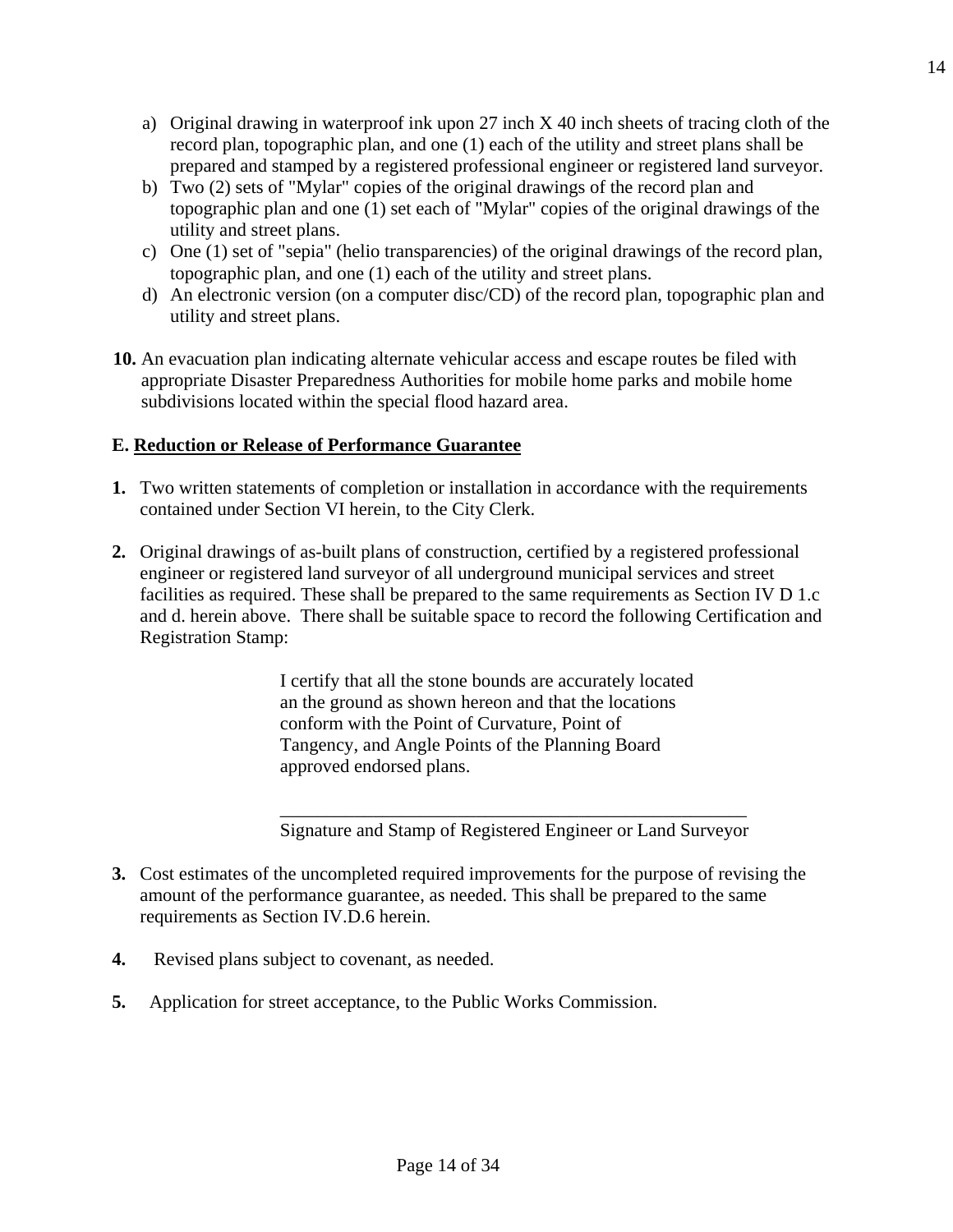a) Original drawing in waterproof ink upon 27 inch X 40 inch sheets of tracing cloth of the record plan, topographic plan, and one (1) each of the utility and street plans shall be prepared and stamped by a registered professional engineer or registered land surveyor.
b) Two (2) sets of "Mylar" copies of the original drawings of the record plan and topographic plan and one (1) set each of "Mylar" copies of the original drawings of the utility and street plans.
c) One (1) set of "sepia" (helio transparencies) of the original drawings of the record plan, topographic plan, and one (1) each of the utility and street plans.
d) An electronic version (on a computer disc/CD) of the record plan, topographic plan and utility and street plans.

**10.** An evacuation plan indicating alternate vehicular access and escape routes be filed with appropriate Disaster Preparedness Authorities for mobile home parks and mobile home subdivisions located within the special flood hazard area.

**E. <u>Reduction or Release of Performance Guarantee</u>**

**1.** Two written statements of completion or installation in accordance with the requirements contained under Section VI herein, to the City Clerk.

**2.** Original drawings of as-built plans of construction, certified by a registered professional engineer or registered land surveyor of all underground municipal services and street facilities as required. These shall be prepared to the same requirements as Section IV D 1.c and d. herein above. There shall be suitable space to record the following Certification and Registration Stamp:

> I certify that all the stone bounds are accurately located an the ground as shown hereon and that the locations conform with the Point of Curvature, Point of Tangency, and Angle Points of the Planning Board approved endorsed plans.
>
> \_\_\_\_\_\_\_\_\_\_\_\_\_\_\_\_\_\_\_\_\_\_\_\_\_\_\_\_\_\_\_\_\_\_\_\_\_\_\_\_\_\_\_\_\_\_\_\_\_\_
>
> Signature and Stamp of Registered Engineer or Land Surveyor

**3.** Cost estimates of the uncompleted required improvements for the purpose of revising the amount of the performance guarantee, as needed. This shall be prepared to the same requirements as Section IV.D.6 herein.

**4.** Revised plans subject to covenant, as needed.

**5.** Application for street acceptance, to the Public Works Commission.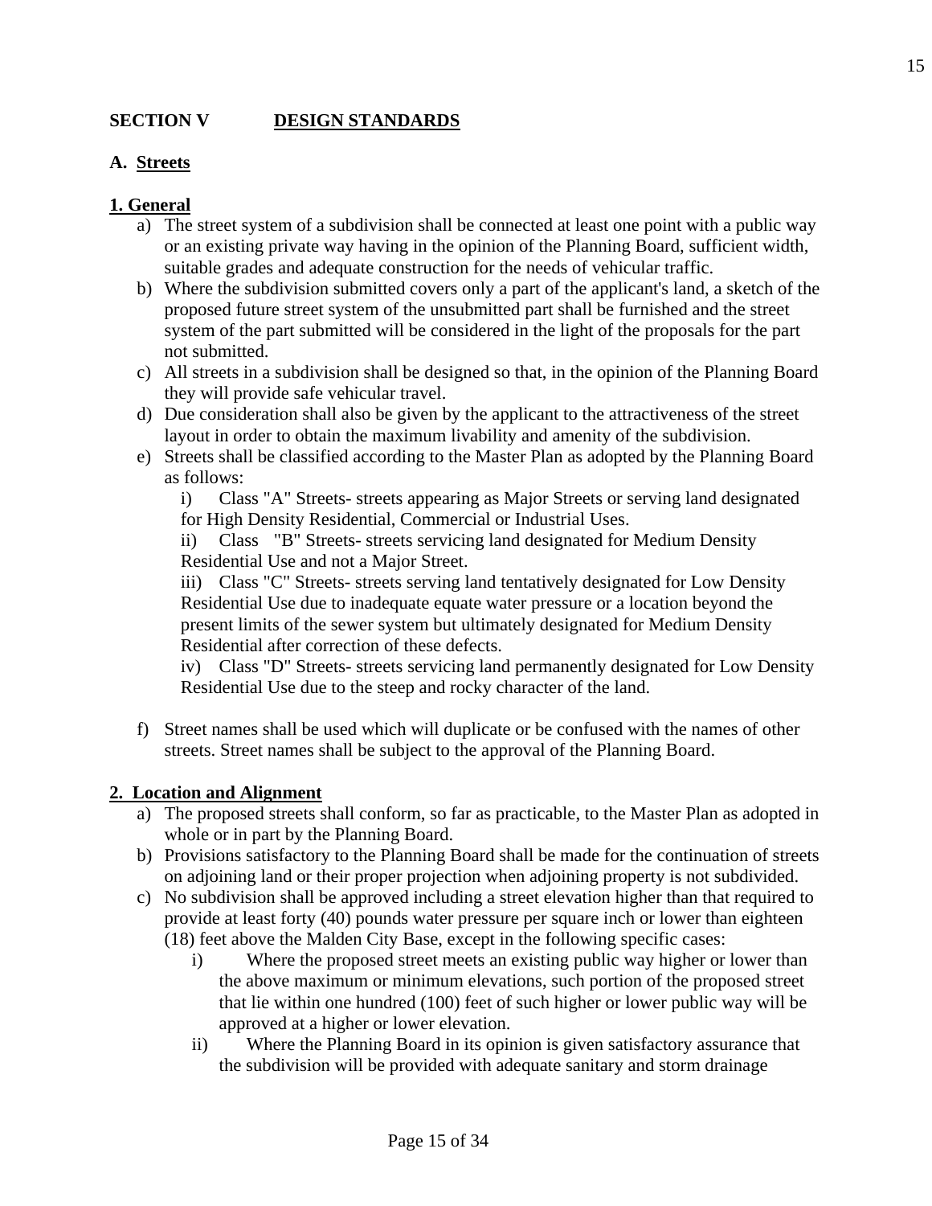## SECTION V DESIGN STANDARDS

### A. Streets

#### 1. General

a) The street system of a subdivision shall be connected at least one point with a public way or an existing private way having in the opinion of the Planning Board, sufficient width, suitable grades and adequate construction for the needs of vehicular traffic.

b) Where the subdivision submitted covers only a part of the applicant's land, a sketch of the proposed future street system of the unsubmitted part shall be furnished and the street system of the part submitted will be considered in the light of the proposals for the part not submitted.

c) All streets in a subdivision shall be designed so that, in the opinion of the Planning Board they will provide safe vehicular travel.

d) Due consideration shall also be given by the applicant to the attractiveness of the street layout in order to obtain the maximum livability and amenity of the subdivision.

e) Streets shall be classified according to the Master Plan as adopted by the Planning Board as follows:

   i) Class "A" Streets- streets appearing as Major Streets or serving land designated for High Density Residential, Commercial or Industrial Uses.

   ii) Class "B" Streets- streets servicing land designated for Medium Density Residential Use and not a Major Street.

   iii) Class "C" Streets- streets serving land tentatively designated for Low Density Residential Use due to inadequate equate water pressure or a location beyond the present limits of the sewer system but ultimately designated for Medium Density Residential after correction of these defects.

   iv) Class "D" Streets- streets servicing land permanently designated for Low Density Residential Use due to the steep and rocky character of the land.

f) Street names shall be used which will duplicate or be confused with the names of other streets. Street names shall be subject to the approval of the Planning Board.

#### 2. Location and Alignment

a) The proposed streets shall conform, so far as practicable, to the Master Plan as adopted in whole or in part by the Planning Board.

b) Provisions satisfactory to the Planning Board shall be made for the continuation of streets on adjoining land or their proper projection when adjoining property is not subdivided.

c) No subdivision shall be approved including a street elevation higher than that required to provide at least forty (40) pounds water pressure per square inch or lower than eighteen (18) feet above the Malden City Base, except in the following specific cases:

   i) Where the proposed street meets an existing public way higher or lower than the above maximum or minimum elevations, such portion of the proposed street that lie within one hundred (100) feet of such higher or lower public way will be approved at a higher or lower elevation.

   ii) Where the Planning Board in its opinion is given satisfactory assurance that the subdivision will be provided with adequate sanitary and storm drainage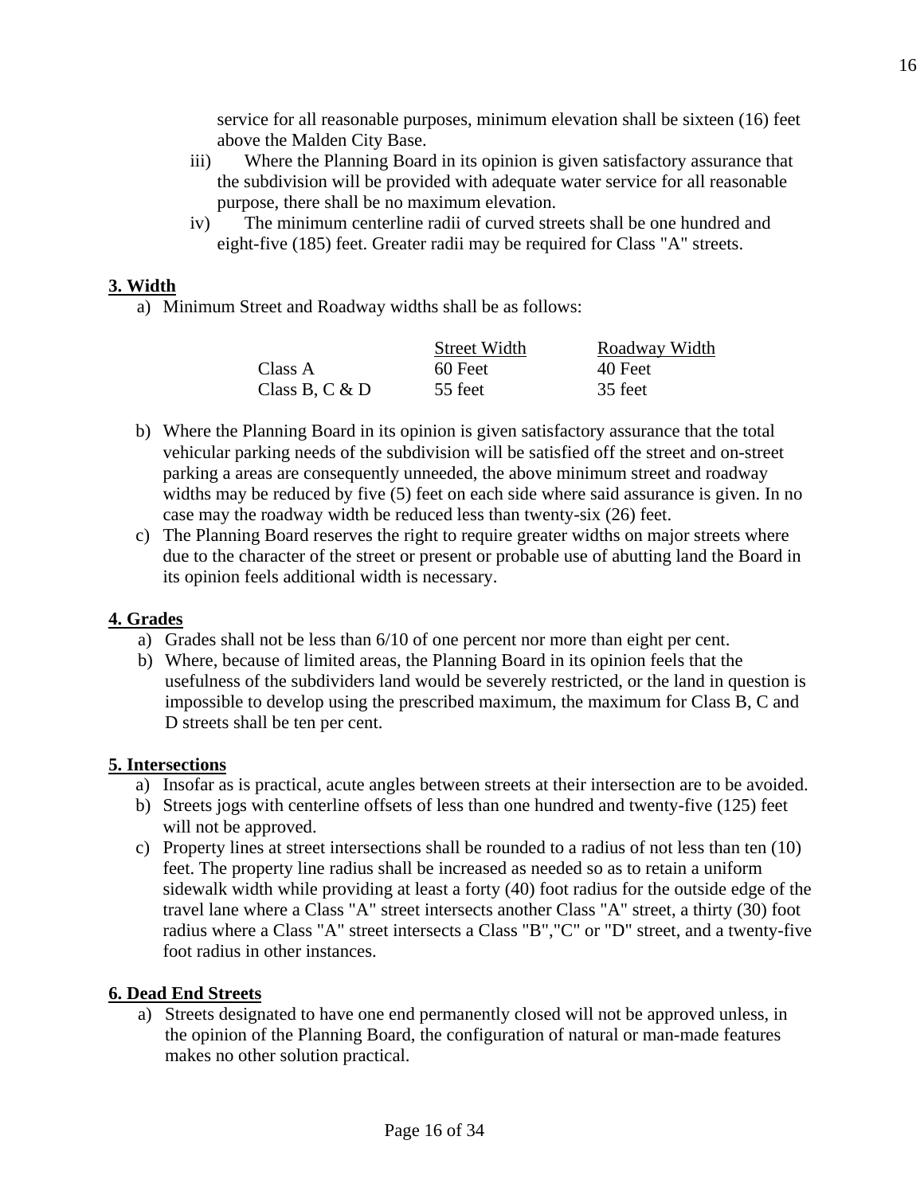service for all reasonable purposes, minimum elevation shall be sixteen (16) feet above the Malden City Base.

iii) Where the Planning Board in its opinion is given satisfactory assurance that the subdivision will be provided with adequate water service for all reasonable purpose, there shall be no maximum elevation.

iv) The minimum centerline radii of curved streets shall be one hundred and eight-five (185) feet. Greater radii may be required for Class "A" streets.

**3. Width**

a) Minimum Street and Roadway widths shall be as follows:

| | Street Width | Roadway Width |
|---|---|---|
| Class A | 60 Feet | 40 Feet |
| Class B, C & D | 55 feet | 35 feet |

b) Where the Planning Board in its opinion is given satisfactory assurance that the total vehicular parking needs of the subdivision will be satisfied off the street and on-street parking a areas are consequently unneeded, the above minimum street and roadway widths may be reduced by five (5) feet on each side where said assurance is given. In no case may the roadway width be reduced less than twenty-six (26) feet.

c) The Planning Board reserves the right to require greater widths on major streets where due to the character of the street or present or probable use of abutting land the Board in its opinion feels additional width is necessary.

**4. Grades**

a) Grades shall not be less than 6/10 of one percent nor more than eight per cent.

b) Where, because of limited areas, the Planning Board in its opinion feels that the usefulness of the subdividers land would be severely restricted, or the land in question is impossible to develop using the prescribed maximum, the maximum for Class B, C and D streets shall be ten per cent.

**5. Intersections**

a) Insofar as is practical, acute angles between streets at their intersection are to be avoided.

b) Streets jogs with centerline offsets of less than one hundred and twenty-five (125) feet will not be approved.

c) Property lines at street intersections shall be rounded to a radius of not less than ten (10) feet. The property line radius shall be increased as needed so as to retain a uniform sidewalk width while providing at least a forty (40) foot radius for the outside edge of the travel lane where a Class "A" street intersects another Class "A" street, a thirty (30) foot radius where a Class "A" street intersects a Class "B","C" or "D" street, and a twenty-five foot radius in other instances.

**6. Dead End Streets**

a) Streets designated to have one end permanently closed will not be approved unless, in the opinion of the Planning Board, the configuration of natural or man-made features makes no other solution practical.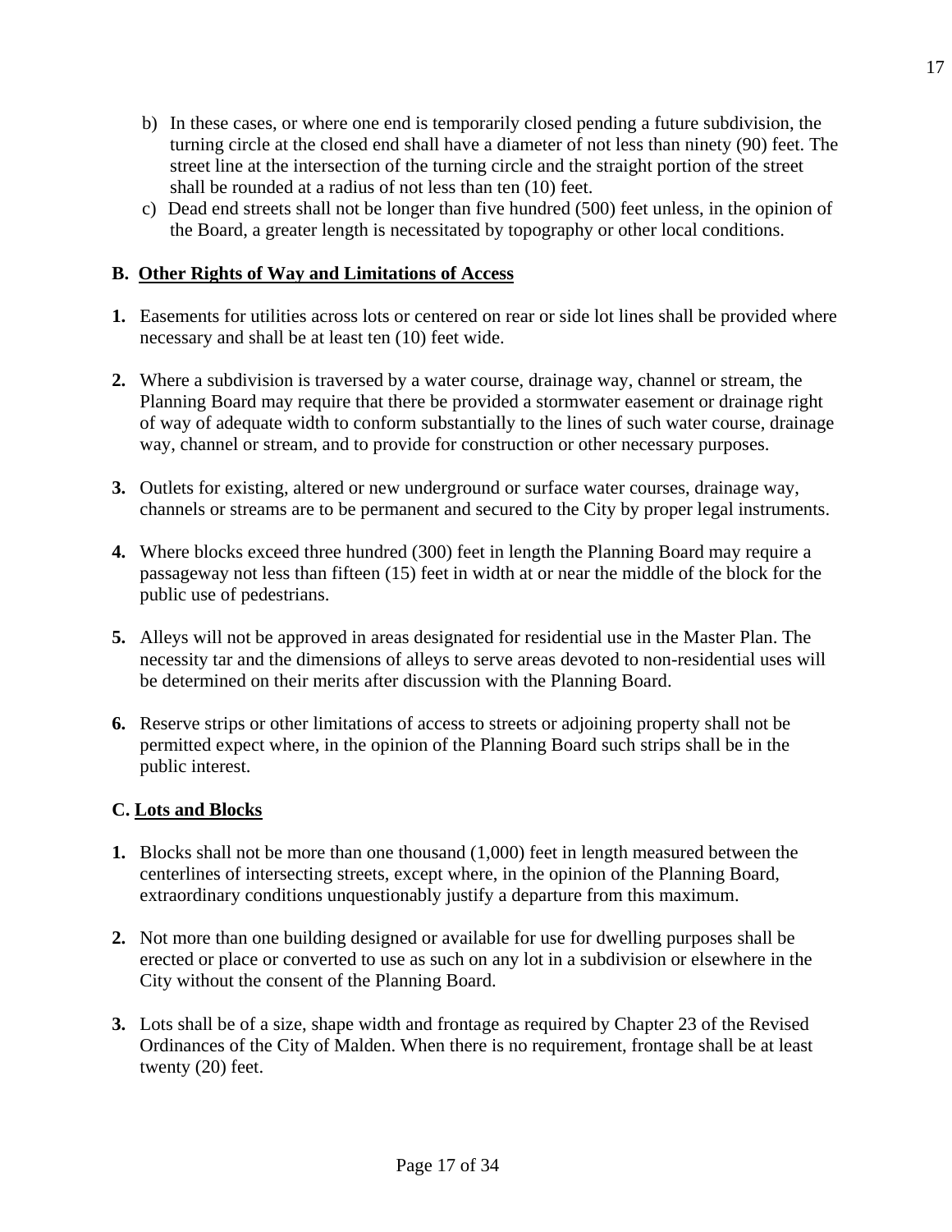b) In these cases, or where one end is temporarily closed pending a future subdivision, the turning circle at the closed end shall have a diameter of not less than ninety (90) feet. The street line at the intersection of the turning circle and the straight portion of the street shall be rounded at a radius of not less than ten (10) feet.

c) Dead end streets shall not be longer than five hundred (500) feet unless, in the opinion of the Board, a greater length is necessitated by topography or other local conditions.

## B. Other Rights of Way and Limitations of Access

**1.** Easements for utilities across lots or centered on rear or side lot lines shall be provided where necessary and shall be at least ten (10) feet wide.

**2.** Where a subdivision is traversed by a water course, drainage way, channel or stream, the Planning Board may require that there be provided a stormwater easement or drainage right of way of adequate width to conform substantially to the lines of such water course, drainage way, channel or stream, and to provide for construction or other necessary purposes.

**3.** Outlets for existing, altered or new underground or surface water courses, drainage way, channels or streams are to be permanent and secured to the City by proper legal instruments.

**4.** Where blocks exceed three hundred (300) feet in length the Planning Board may require a passageway not less than fifteen (15) feet in width at or near the middle of the block for the public use of pedestrians.

**5.** Alleys will not be approved in areas designated for residential use in the Master Plan. The necessity tar and the dimensions of alleys to serve areas devoted to non-residential uses will be determined on their merits after discussion with the Planning Board.

**6.** Reserve strips or other limitations of access to streets or adjoining property shall not be permitted expect where, in the opinion of the Planning Board such strips shall be in the public interest.

## C. Lots and Blocks

**1.** Blocks shall not be more than one thousand (1,000) feet in length measured between the centerlines of intersecting streets, except where, in the opinion of the Planning Board, extraordinary conditions unquestionably justify a departure from this maximum.

**2.** Not more than one building designed or available for use for dwelling purposes shall be erected or place or converted to use as such on any lot in a subdivision or elsewhere in the City without the consent of the Planning Board.

**3.** Lots shall be of a size, shape width and frontage as required by Chapter 23 of the Revised Ordinances of the City of Malden. When there is no requirement, frontage shall be at least twenty (20) feet.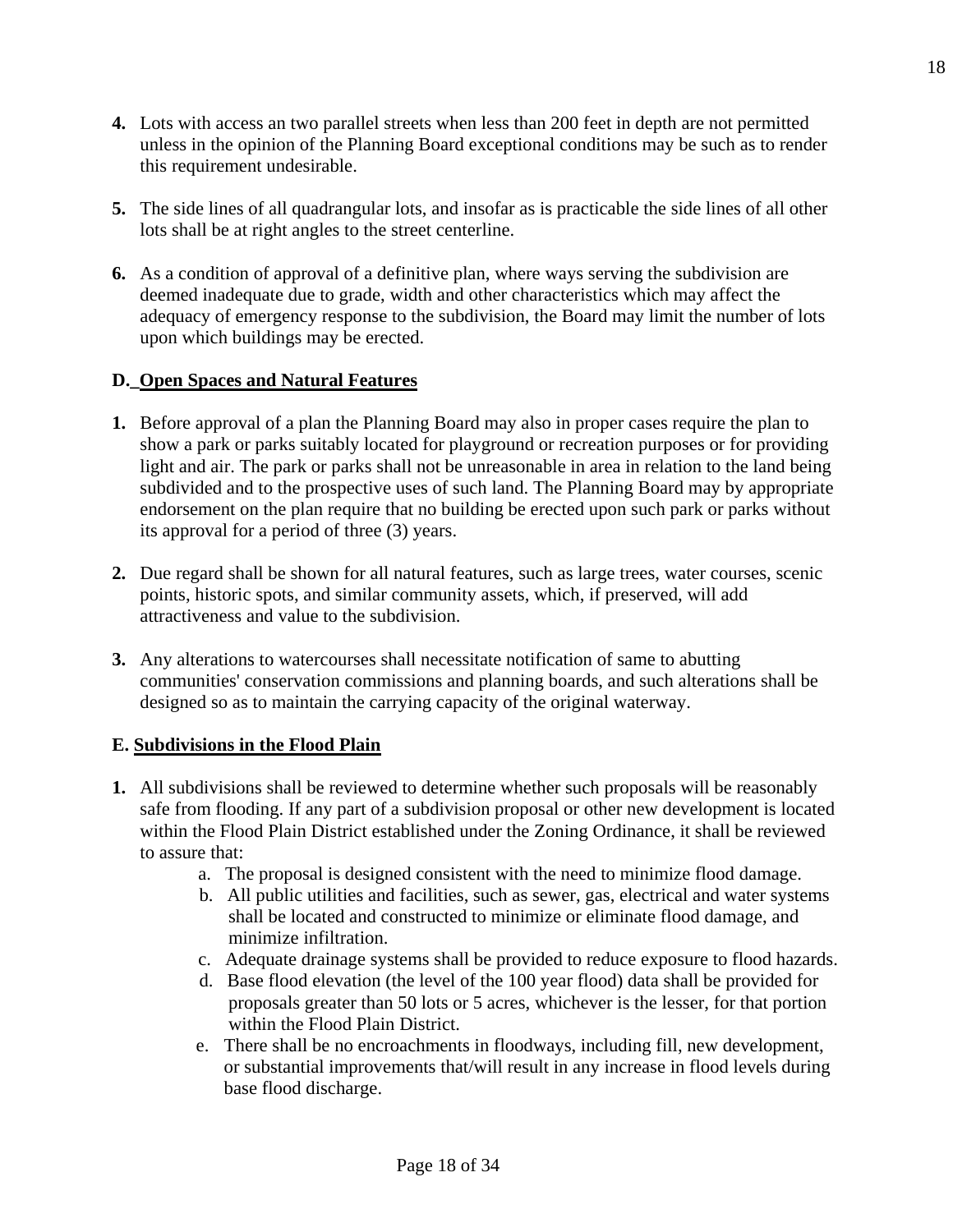**4.** Lots with access an two parallel streets when less than 200 feet in depth are not permitted unless in the opinion of the Planning Board exceptional conditions may be such as to render this requirement undesirable.

**5.** The side lines of all quadrangular lots, and insofar as is practicable the side lines of all other lots shall be at right angles to the street centerline.

**6.** As a condition of approval of a definitive plan, where ways serving the subdivision are deemed inadequate due to grade, width and other characteristics which may affect the adequacy of emergency response to the subdivision, the Board may limit the number of lots upon which buildings may be erected.

### D. Open Spaces and Natural Features

**1.** Before approval of a plan the Planning Board may also in proper cases require the plan to show a park or parks suitably located for playground or recreation purposes or for providing light and air. The park or parks shall not be unreasonable in area in relation to the land being subdivided and to the prospective uses of such land. The Planning Board may by appropriate endorsement on the plan require that no building be erected upon such park or parks without its approval for a period of three (3) years.

**2.** Due regard shall be shown for all natural features, such as large trees, water courses, scenic points, historic spots, and similar community assets, which, if preserved, will add attractiveness and value to the subdivision.

**3.** Any alterations to watercourses shall necessitate notification of same to abutting communities' conservation commissions and planning boards, and such alterations shall be designed so as to maintain the carrying capacity of the original waterway.

### E. Subdivisions in the Flood Plain

**1.** All subdivisions shall be reviewed to determine whether such proposals will be reasonably safe from flooding. If any part of a subdivision proposal or other new development is located within the Flood Plain District established under the Zoning Ordinance, it shall be reviewed to assure that:

   a. The proposal is designed consistent with the need to minimize flood damage.

   b. All public utilities and facilities, such as sewer, gas, electrical and water systems shall be located and constructed to minimize or eliminate flood damage, and minimize infiltration.

   c. Adequate drainage systems shall be provided to reduce exposure to flood hazards.

   d. Base flood elevation (the level of the 100 year flood) data shall be provided for proposals greater than 50 lots or 5 acres, whichever is the lesser, for that portion within the Flood Plain District.

   e. There shall be no encroachments in floodways, including fill, new development, or substantial improvements that/will result in any increase in flood levels during base flood discharge.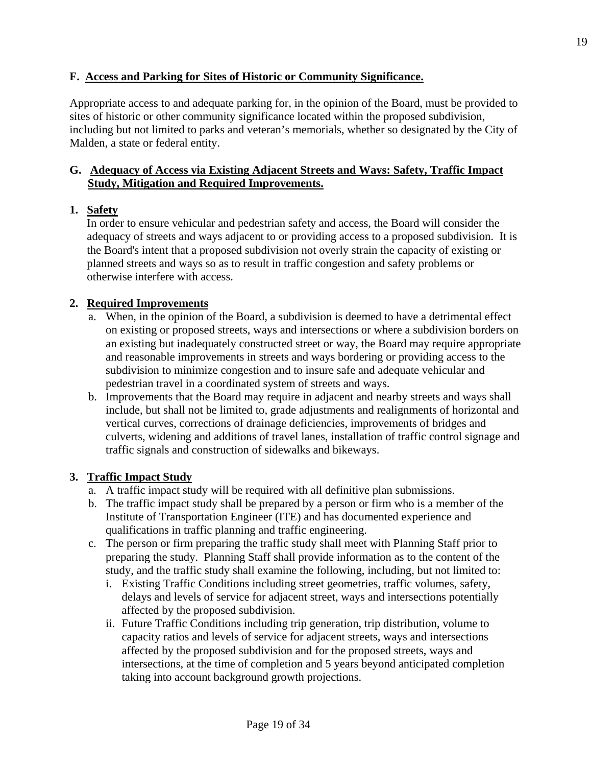## F. Access and Parking for Sites of Historic or Community Significance.

Appropriate access to and adequate parking for, in the opinion of the Board, must be provided to sites of historic or other community significance located within the proposed subdivision, including but not limited to parks and veteran's memorials, whether so designated by the City of Malden, a state or federal entity.

## G. Adequacy of Access via Existing Adjacent Streets and Ways: Safety, Traffic Impact Study, Mitigation and Required Improvements.

### 1. Safety

In order to ensure vehicular and pedestrian safety and access, the Board will consider the adequacy of streets and ways adjacent to or providing access to a proposed subdivision. It is the Board's intent that a proposed subdivision not overly strain the capacity of existing or planned streets and ways so as to result in traffic congestion and safety problems or otherwise interfere with access.

### 2. Required Improvements

a. When, in the opinion of the Board, a subdivision is deemed to have a detrimental effect on existing or proposed streets, ways and intersections or where a subdivision borders on an existing but inadequately constructed street or way, the Board may require appropriate and reasonable improvements in streets and ways bordering or providing access to the subdivision to minimize congestion and to insure safe and adequate vehicular and pedestrian travel in a coordinated system of streets and ways.

b. Improvements that the Board may require in adjacent and nearby streets and ways shall include, but shall not be limited to, grade adjustments and realignments of horizontal and vertical curves, corrections of drainage deficiencies, improvements of bridges and culverts, widening and additions of travel lanes, installation of traffic control signage and traffic signals and construction of sidewalks and bikeways.

### 3. Traffic Impact Study

a. A traffic impact study will be required with all definitive plan submissions.

b. The traffic impact study shall be prepared by a person or firm who is a member of the Institute of Transportation Engineer (ITE) and has documented experience and qualifications in traffic planning and traffic engineering.

c. The person or firm preparing the traffic study shall meet with Planning Staff prior to preparing the study. Planning Staff shall provide information as to the content of the study, and the traffic study shall examine the following, including, but not limited to:

   i. Existing Traffic Conditions including street geometries, traffic volumes, safety, delays and levels of service for adjacent street, ways and intersections potentially affected by the proposed subdivision.

   ii. Future Traffic Conditions including trip generation, trip distribution, volume to capacity ratios and levels of service for adjacent streets, ways and intersections affected by the proposed subdivision and for the proposed streets, ways and intersections, at the time of completion and 5 years beyond anticipated completion taking into account background growth projections.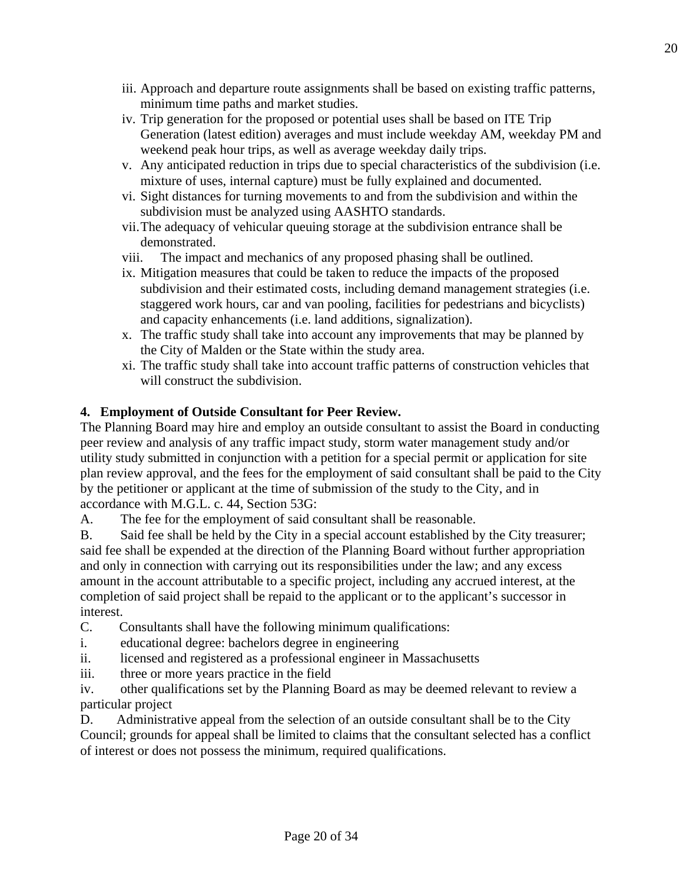iii. Approach and departure route assignments shall be based on existing traffic patterns, minimum time paths and market studies.

iv. Trip generation for the proposed or potential uses shall be based on ITE Trip Generation (latest edition) averages and must include weekday AM, weekday PM and weekend peak hour trips, as well as average weekday daily trips.

v. Any anticipated reduction in trips due to special characteristics of the subdivision (i.e. mixture of uses, internal capture) must be fully explained and documented.

vi. Sight distances for turning movements to and from the subdivision and within the subdivision must be analyzed using AASHTO standards.

vii. The adequacy of vehicular queuing storage at the subdivision entrance shall be demonstrated.

viii. The impact and mechanics of any proposed phasing shall be outlined.

ix. Mitigation measures that could be taken to reduce the impacts of the proposed subdivision and their estimated costs, including demand management strategies (i.e. staggered work hours, car and van pooling, facilities for pedestrians and bicyclists) and capacity enhancements (i.e. land additions, signalization).

x. The traffic study shall take into account any improvements that may be planned by the City of Malden or the State within the study area.

xi. The traffic study shall take into account traffic patterns of construction vehicles that will construct the subdivision.

**4. Employment of Outside Consultant for Peer Review.**

The Planning Board may hire and employ an outside consultant to assist the Board in conducting peer review and analysis of any traffic impact study, storm water management study and/or utility study submitted in conjunction with a petition for a special permit or application for site plan review approval, and the fees for the employment of said consultant shall be paid to the City by the petitioner or applicant at the time of submission of the study to the City, and in accordance with M.G.L. c. 44, Section 53G:

A. The fee for the employment of said consultant shall be reasonable.

B. Said fee shall be held by the City in a special account established by the City treasurer; said fee shall be expended at the direction of the Planning Board without further appropriation and only in connection with carrying out its responsibilities under the law; and any excess amount in the account attributable to a specific project, including any accrued interest, at the completion of said project shall be repaid to the applicant or to the applicant's successor in interest.

C. Consultants shall have the following minimum qualifications:

i. educational degree: bachelors degree in engineering

ii. licensed and registered as a professional engineer in Massachusetts

iii. three or more years practice in the field

iv. other qualifications set by the Planning Board as may be deemed relevant to review a particular project

D. Administrative appeal from the selection of an outside consultant shall be to the City Council; grounds for appeal shall be limited to claims that the consultant selected has a conflict of interest or does not possess the minimum, required qualifications.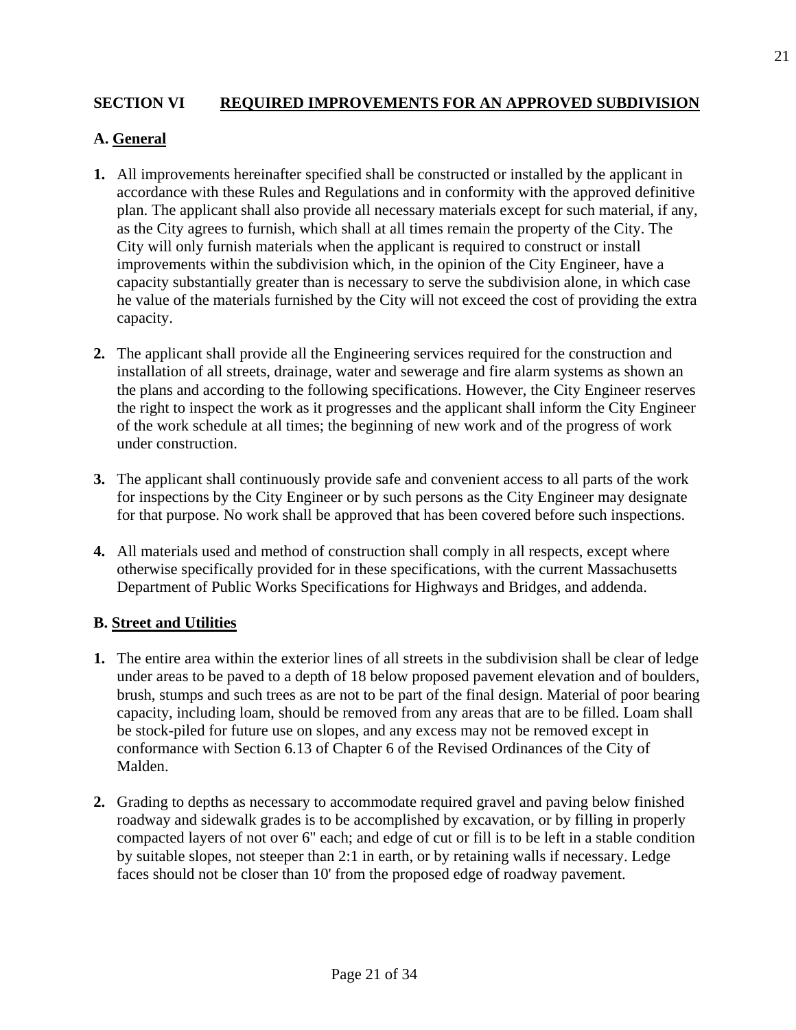## SECTION VI REQUIRED IMPROVEMENTS FOR AN APPROVED SUBDIVISION

### A. General

1. All improvements hereinafter specified shall be constructed or installed by the applicant in accordance with these Rules and Regulations and in conformity with the approved definitive plan. The applicant shall also provide all necessary materials except for such material, if any, as the City agrees to furnish, which shall at all times remain the property of the City. The City will only furnish materials when the applicant is required to construct or install improvements within the subdivision which, in the opinion of the City Engineer, have a capacity substantially greater than is necessary to serve the subdivision alone, in which case he value of the materials furnished by the City will not exceed the cost of providing the extra capacity.

2. The applicant shall provide all the Engineering services required for the construction and installation of all streets, drainage, water and sewerage and fire alarm systems as shown an the plans and according to the following specifications. However, the City Engineer reserves the right to inspect the work as it progresses and the applicant shall inform the City Engineer of the work schedule at all times; the beginning of new work and of the progress of work under construction.

3. The applicant shall continuously provide safe and convenient access to all parts of the work for inspections by the City Engineer or by such persons as the City Engineer may designate for that purpose. No work shall be approved that has been covered before such inspections.

4. All materials used and method of construction shall comply in all respects, except where otherwise specifically provided for in these specifications, with the current Massachusetts Department of Public Works Specifications for Highways and Bridges, and addenda.

### B. Street and Utilities

1. The entire area within the exterior lines of all streets in the subdivision shall be clear of ledge under areas to be paved to a depth of 18 below proposed pavement elevation and of boulders, brush, stumps and such trees as are not to be part of the final design. Material of poor bearing capacity, including loam, should be removed from any areas that are to be filled. Loam shall be stock-piled for future use on slopes, and any excess may not be removed except in conformance with Section 6.13 of Chapter 6 of the Revised Ordinances of the City of Malden.

2. Grading to depths as necessary to accommodate required gravel and paving below finished roadway and sidewalk grades is to be accomplished by excavation, or by filling in properly compacted layers of not over 6" each; and edge of cut or fill is to be left in a stable condition by suitable slopes, not steeper than 2:1 in earth, or by retaining walls if necessary. Ledge faces should not be closer than 10' from the proposed edge of roadway pavement.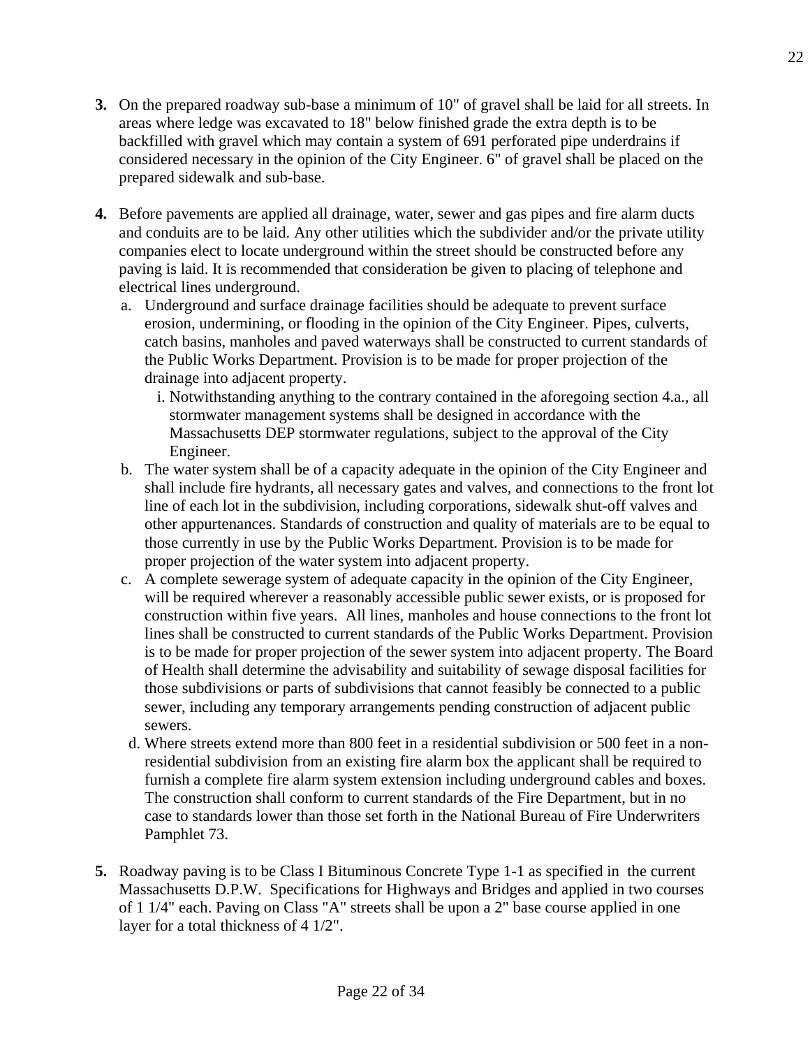**3.** On the prepared roadway sub-base a minimum of 10" of gravel shall be laid for all streets. In areas where ledge was excavated to 18" below finished grade the extra depth is to be backfilled with gravel which may contain a system of 691 perforated pipe underdrains if considered necessary in the opinion of the City Engineer. 6" of gravel shall be placed on the prepared sidewalk and sub-base.

**4.** Before pavements are applied all drainage, water, sewer and gas pipes and fire alarm ducts and conduits are to be laid. Any other utilities which the subdivider and/or the private utility companies elect to locate underground within the street should be constructed before any paving is laid. It is recommended that consideration be given to placing of telephone and electrical lines underground.

   a. Underground and surface drainage facilities should be adequate to prevent surface erosion, undermining, or flooding in the opinion of the City Engineer. Pipes, culverts, catch basins, manholes and paved waterways shall be constructed to current standards of the Public Works Department. Provision is to be made for proper projection of the drainage into adjacent property.

      i. Notwithstanding anything to the contrary contained in the aforegoing section 4.a., all stormwater management systems shall be designed in accordance with the Massachusetts DEP stormwater regulations, subject to the approval of the City Engineer.

   b. The water system shall be of a capacity adequate in the opinion of the City Engineer and shall include fire hydrants, all necessary gates and valves, and connections to the front lot line of each lot in the subdivision, including corporations, sidewalk shut-off valves and other appurtenances. Standards of construction and quality of materials are to be equal to those currently in use by the Public Works Department. Provision is to be made for proper projection of the water system into adjacent property.

   c. A complete sewerage system of adequate capacity in the opinion of the City Engineer, will be required wherever a reasonably accessible public sewer exists, or is proposed for construction within five years. All lines, manholes and house connections to the front lot lines shall be constructed to current standards of the Public Works Department. Provision is to be made for proper projection of the sewer system into adjacent property. The Board of Health shall determine the advisability and suitability of sewage disposal facilities for those subdivisions or parts of subdivisions that cannot feasibly be connected to a public sewer, including any temporary arrangements pending construction of adjacent public sewers.

   d. Where streets extend more than 800 feet in a residential subdivision or 500 feet in a non-residential subdivision from an existing fire alarm box the applicant shall be required to furnish a complete fire alarm system extension including underground cables and boxes. The construction shall conform to current standards of the Fire Department, but in no case to standards lower than those set forth in the National Bureau of Fire Underwriters Pamphlet 73.

**5.** Roadway paving is to be Class I Bituminous Concrete Type 1-1 as specified in the current Massachusetts D.P.W. Specifications for Highways and Bridges and applied in two courses of 1 1/4" each. Paving on Class "A" streets shall be upon a 2" base course applied in one layer for a total thickness of 4 1/2".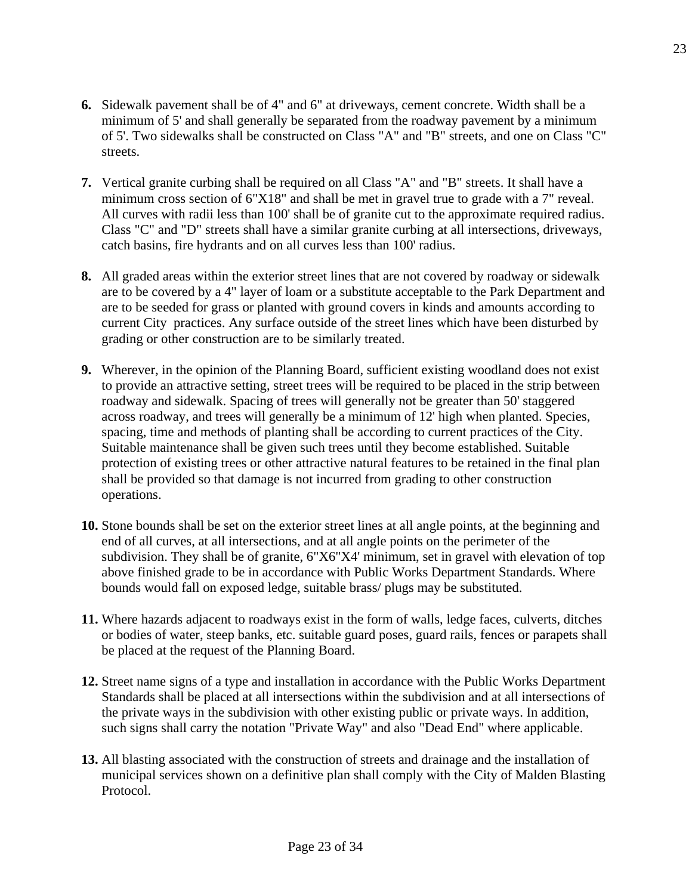6. Sidewalk pavement shall be of 4" and 6" at driveways, cement concrete. Width shall be a minimum of 5' and shall generally be separated from the roadway pavement by a minimum of 5'. Two sidewalks shall be constructed on Class "A" and "B" streets, and one on Class "C" streets.

7. Vertical granite curbing shall be required on all Class "A" and "B" streets. It shall have a minimum cross section of 6"X18" and shall be met in gravel true to grade with a 7" reveal. All curves with radii less than 100' shall be of granite cut to the approximate required radius. Class "C" and "D" streets shall have a similar granite curbing at all intersections, driveways, catch basins, fire hydrants and on all curves less than 100' radius.

8. All graded areas within the exterior street lines that are not covered by roadway or sidewalk are to be covered by a 4" layer of loam or a substitute acceptable to the Park Department and are to be seeded for grass or planted with ground covers in kinds and amounts according to current City practices. Any surface outside of the street lines which have been disturbed by grading or other construction are to be similarly treated.

9. Wherever, in the opinion of the Planning Board, sufficient existing woodland does not exist to provide an attractive setting, street trees will be required to be placed in the strip between roadway and sidewalk. Spacing of trees will generally not be greater than 50' staggered across roadway, and trees will generally be a minimum of 12' high when planted. Species, spacing, time and methods of planting shall be according to current practices of the City. Suitable maintenance shall be given such trees until they become established. Suitable protection of existing trees or other attractive natural features to be retained in the final plan shall be provided so that damage is not incurred from grading to other construction operations.

10. Stone bounds shall be set on the exterior street lines at all angle points, at the beginning and end of all curves, at all intersections, and at all angle points on the perimeter of the subdivision. They shall be of granite, 6"X6"X4' minimum, set in gravel with elevation of top above finished grade to be in accordance with Public Works Department Standards. Where bounds would fall on exposed ledge, suitable brass/ plugs may be substituted.

11. Where hazards adjacent to roadways exist in the form of walls, ledge faces, culverts, ditches or bodies of water, steep banks, etc. suitable guard poses, guard rails, fences or parapets shall be placed at the request of the Planning Board.

12. Street name signs of a type and installation in accordance with the Public Works Department Standards shall be placed at all intersections within the subdivision and at all intersections of the private ways in the subdivision with other existing public or private ways. In addition, such signs shall carry the notation "Private Way" and also "Dead End" where applicable.

13. All blasting associated with the construction of streets and drainage and the installation of municipal services shown on a definitive plan shall comply with the City of Malden Blasting Protocol.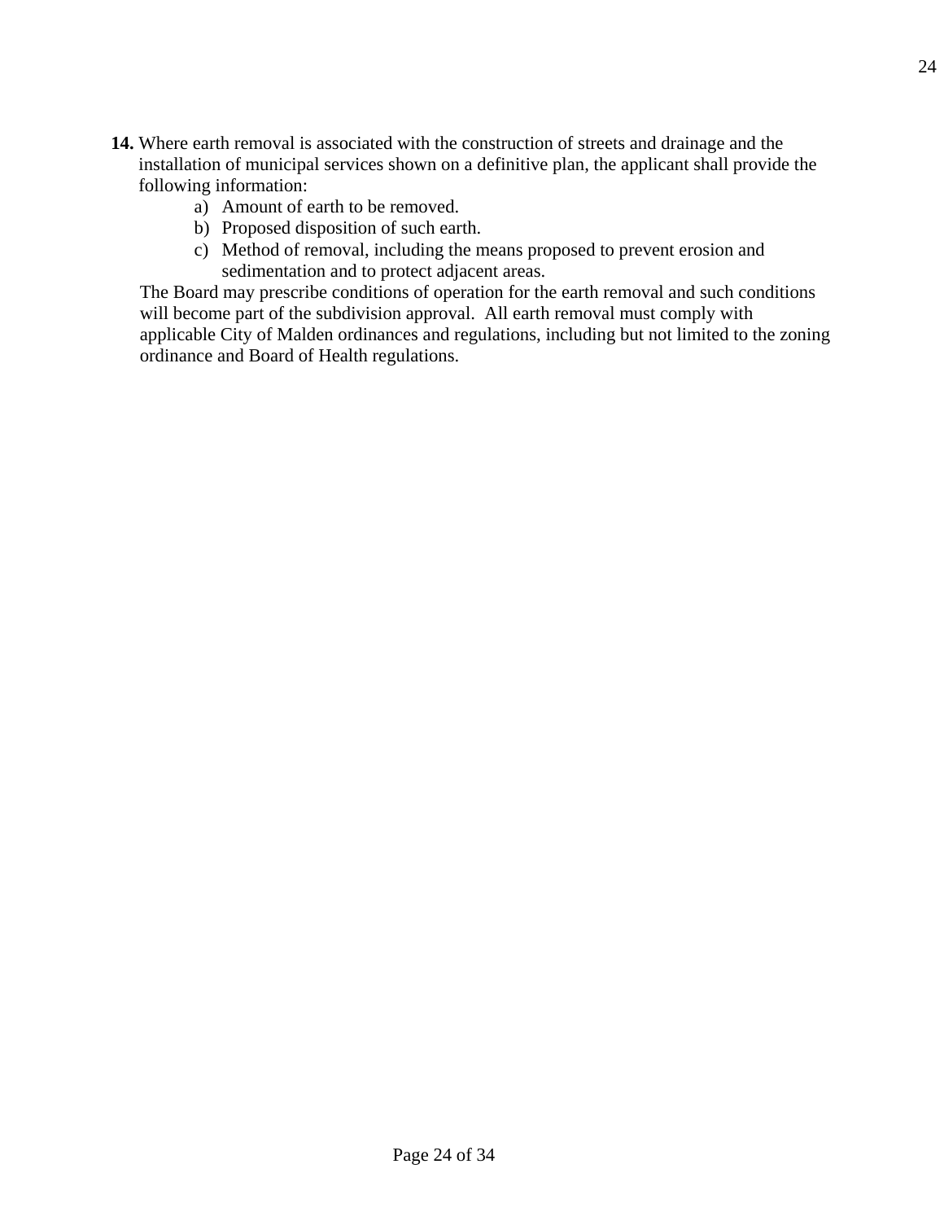**14.** Where earth removal is associated with the construction of streets and drainage and the installation of municipal services shown on a definitive plan, the applicant shall provide the following information:

a) Amount of earth to be removed.
b) Proposed disposition of such earth.
c) Method of removal, including the means proposed to prevent erosion and sedimentation and to protect adjacent areas.

The Board may prescribe conditions of operation for the earth removal and such conditions will become part of the subdivision approval. All earth removal must comply with applicable City of Malden ordinances and regulations, including but not limited to the zoning ordinance and Board of Health regulations.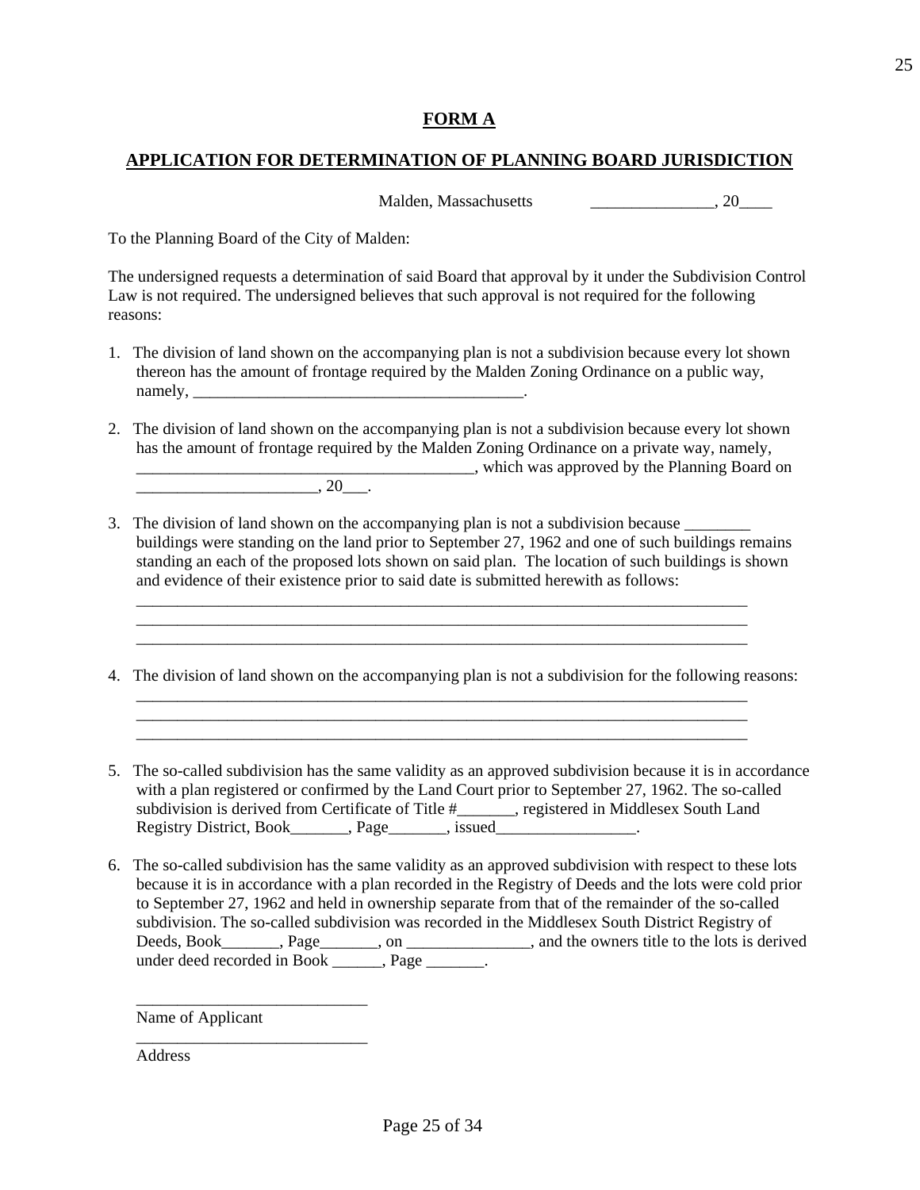# FORM A

## APPLICATION FOR DETERMINATION OF PLANNING BOARD JURISDICTION

Malden, Massachusetts _______________, 20____

To the Planning Board of the City of Malden:

The undersigned requests a determination of said Board that approval by it under the Subdivision Control Law is not required. The undersigned believes that such approval is not required for the following reasons:

1. The division of land shown on the accompanying plan is not a subdivision because every lot shown thereon has the amount of frontage required by the Malden Zoning Ordinance on a public way, namely, _________________________________________.

2. The division of land shown on the accompanying plan is not a subdivision because every lot shown has the amount of frontage required by the Malden Zoning Ordinance on a private way, namely, _________________________________________, which was approved by the Planning Board on ______________________, 20___.

3. The division of land shown on the accompanying plan is not a subdivision because ________ buildings were standing on the land prior to September 27, 1962 and one of such buildings remains standing an each of the proposed lots shown on said plan. The location of such buildings is shown and evidence of their existence prior to said date is submitted herewith as follows:
   ______________________________________________________________________________
   ______________________________________________________________________________
   ______________________________________________________________________________

4. The division of land shown on the accompanying plan is not a subdivision for the following reasons:
   ______________________________________________________________________________
   ______________________________________________________________________________
   ______________________________________________________________________________

5. The so-called subdivision has the same validity as an approved subdivision because it is in accordance with a plan registered or confirmed by the Land Court prior to September 27, 1962. The so-called subdivision is derived from Certificate of Title #_______, registered in Middlesex South Land Registry District, Book_______, Page_______, issued_________________.

6. The so-called subdivision has the same validity as an approved subdivision with respect to these lots because it is in accordance with a plan recorded in the Registry of Deeds and the lots were cold prior to September 27, 1962 and held in ownership separate from that of the remainder of the so-called subdivision. The so-called subdivision was recorded in the Middlesex South District Registry of Deeds, Book_______, Page_______, on _______________, and the owners title to the lots is derived under deed recorded in Book ______, Page _______.

____________________________
Name of Applicant

____________________________
Address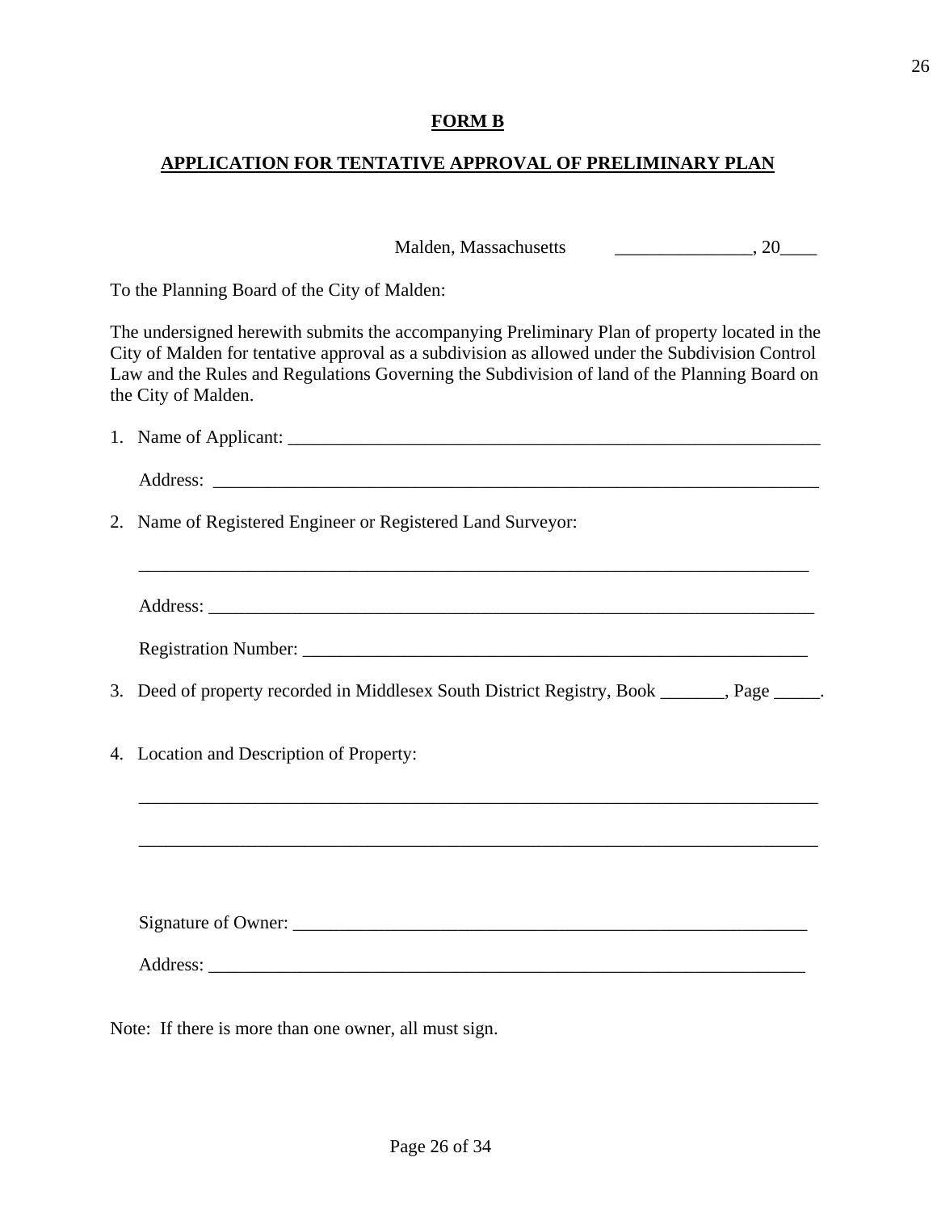**FORM B**

**APPLICATION FOR TENTATIVE APPROVAL OF PRELIMINARY PLAN**

Malden, Massachusetts _______________, 20____

To the Planning Board of the City of Malden:

The undersigned herewith submits the accompanying Preliminary Plan of property located in the City of Malden for tentative approval as a subdivision as allowed under the Subdivision Control Law and the Rules and Regulations Governing the Subdivision of land of the Planning Board on the City of Malden.

1. Name of Applicant: _______________________________________________________________

   Address: _____________________________________________________________________

2. Name of Registered Engineer or Registered Land Surveyor:

   _____________________________________________________________________________

   Address: _____________________________________________________________________

   Registration Number: ______________________________________________________

3. Deed of property recorded in Middlesex South District Registry, Book _______, Page _____.

4. Location and Description of Property:

   _____________________________________________________________________________

   _____________________________________________________________________________

   Signature of Owner: _______________________________________________________

   Address: _____________________________________________________________________

Note: If there is more than one owner, all must sign.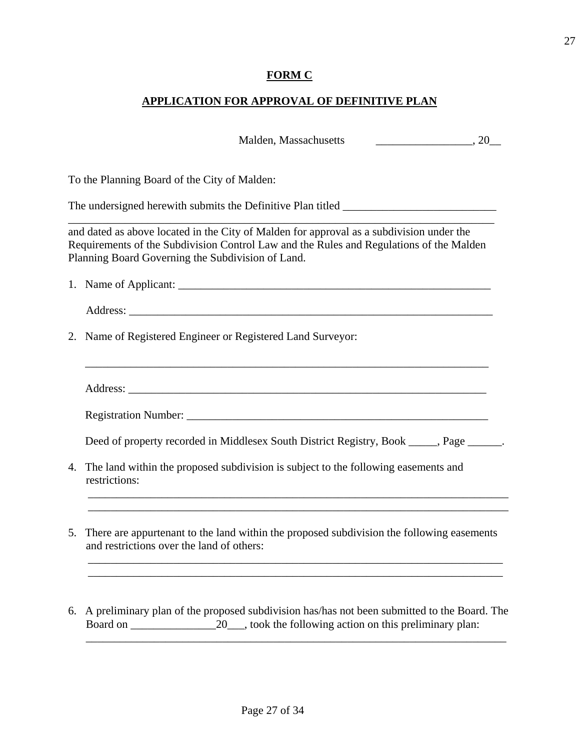**FORM C**

**APPLICATION FOR APPROVAL OF DEFINITIVE PLAN**

Malden, Massachusetts _________________, 20__

To the Planning Board of the City of Malden:

The undersigned herewith submits the Definitive Plan titled ___________________________
_____________________________________________________________________________
and dated as above located in the City of Malden for approval as a subdivision under the Requirements of the Subdivision Control Law and the Rules and Regulations of the Malden Planning Board Governing the Subdivision of Land.

1. Name of Applicant: ___________________________________________________________

   Address: _________________________________________________________________

2. Name of Registered Engineer or Registered Land Surveyor:

   __________________________________________________________________________

   Address: _________________________________________________________________

   Registration Number: ______________________________________________________

   Deed of property recorded in Middlesex South District Registry, Book _____, Page ______.

4. The land within the proposed subdivision is subject to the following easements and restrictions:

   __________________________________________________________________________
   __________________________________________________________________________

5. There are appurtenant to the land within the proposed subdivision the following easements and restrictions over the land of others:

   __________________________________________________________________________
   __________________________________________________________________________

6. A preliminary plan of the proposed subdivision has/has not been submitted to the Board. The Board on _______________20___, took the following action on this preliminary plan:
   __________________________________________________________________________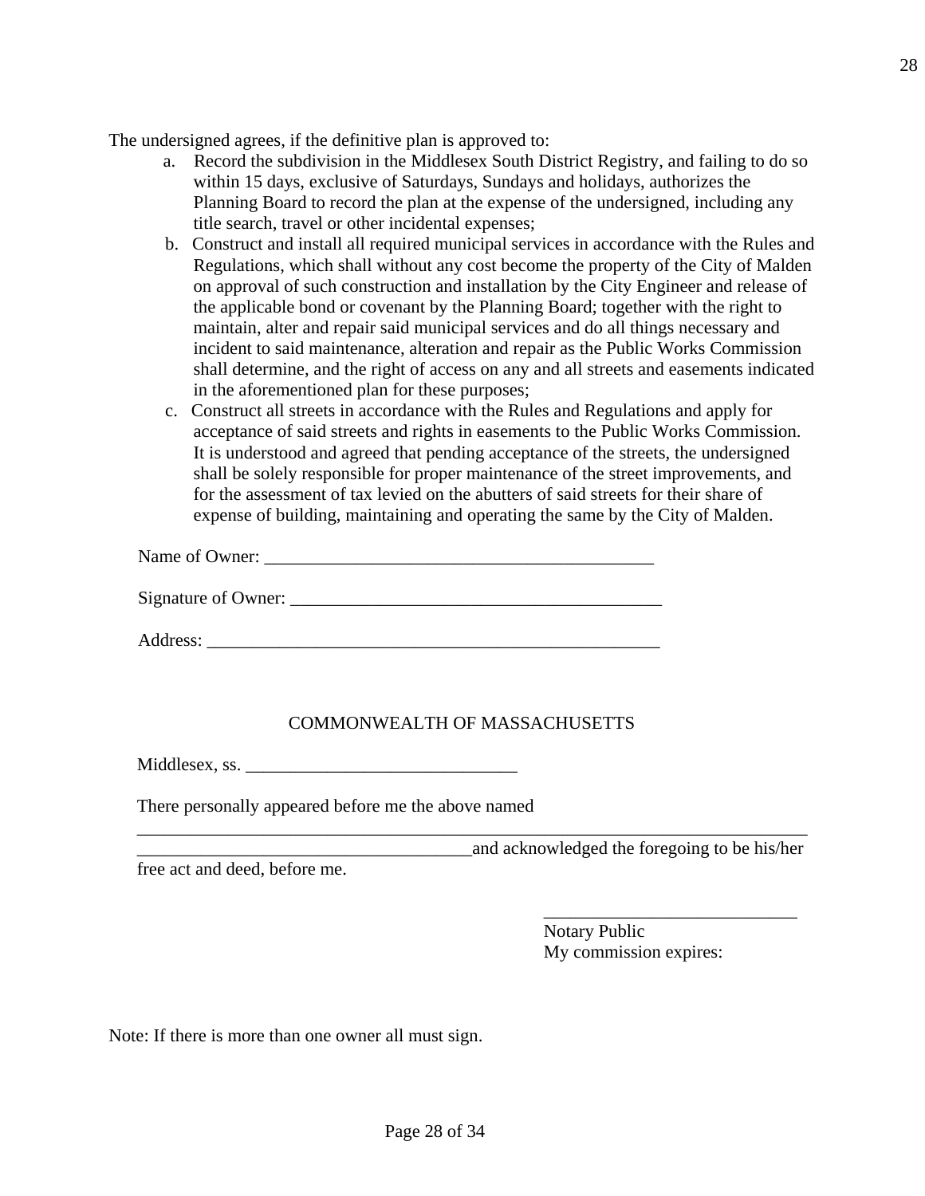The undersigned agrees, if the definitive plan is approved to:

a. Record the subdivision in the Middlesex South District Registry, and failing to do so within 15 days, exclusive of Saturdays, Sundays and holidays, authorizes the Planning Board to record the plan at the expense of the undersigned, including any title search, travel or other incidental expenses;

b. Construct and install all required municipal services in accordance with the Rules and Regulations, which shall without any cost become the property of the City of Malden on approval of such construction and installation by the City Engineer and release of the applicable bond or covenant by the Planning Board; together with the right to maintain, alter and repair said municipal services and do all things necessary and incident to said maintenance, alteration and repair as the Public Works Commission shall determine, and the right of access on any and all streets and easements indicated in the aforementioned plan for these purposes;

c. Construct all streets in accordance with the Rules and Regulations and apply for acceptance of said streets and rights in easements to the Public Works Commission. It is understood and agreed that pending acceptance of the streets, the undersigned shall be solely responsible for proper maintenance of the street improvements, and for the assessment of tax levied on the abutters of said streets for their share of expense of building, maintaining and operating the same by the City of Malden.

Name of Owner: ____________________________________________

Signature of Owner: _________________________________________

Address: ____________________________________________________

COMMONWEALTH OF MASSACHUSETTS

Middlesex, ss. ______________________________

There personally appeared before me the above named _____________________________________________________________________________

_____________________________________and acknowledged the foregoing to be his/her free act and deed, before me.

____________________________
Notary Public
My commission expires:

Note: If there is more than one owner all must sign.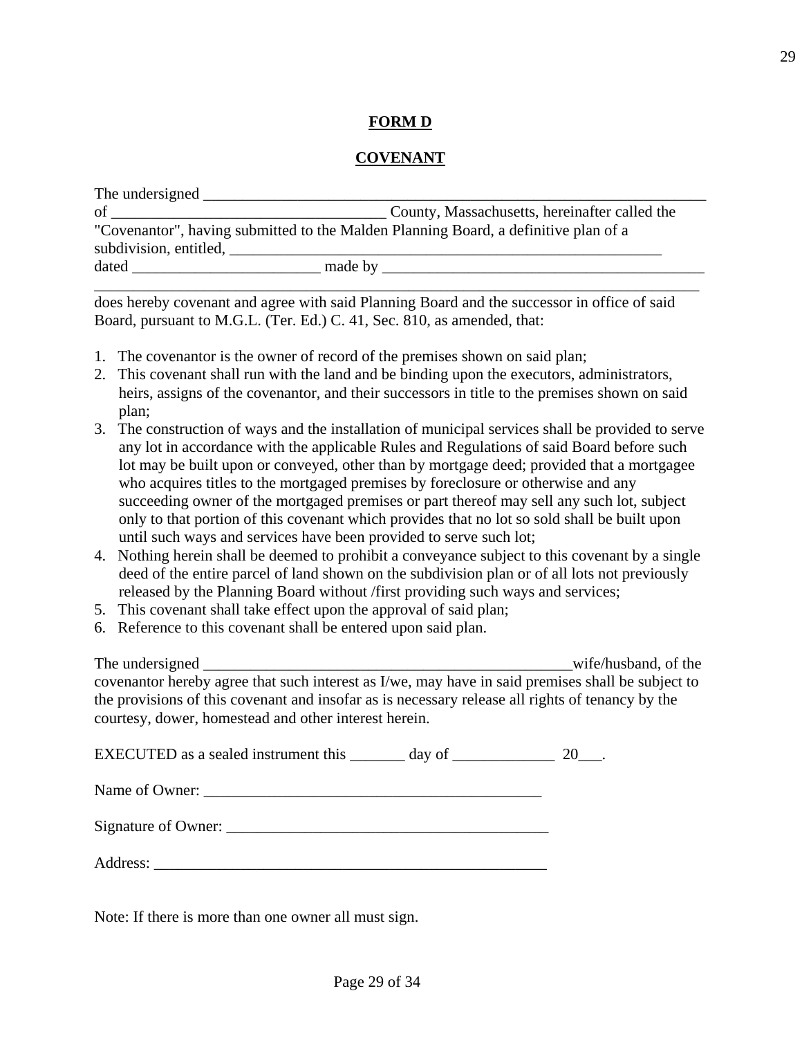**FORM D**

**COVENANT**

The undersigned ____________________________________________________________
of ___________________________________ County, Massachusetts, hereinafter called the "Covenantor", having submitted to the Malden Planning Board, a definitive plan of a subdivision, entitled, __________________________________________________________
dated ________________________ made by ___________________________________________
_____________________________________________________________________________

does hereby covenant and agree with said Planning Board and the successor in office of said Board, pursuant to M.G.L. (Ter. Ed.) C. 41, Sec. 810, as amended, that:

1. The covenantor is the owner of record of the premises shown on said plan;
2. This covenant shall run with the land and be binding upon the executors, administrators, heirs, assigns of the covenantor, and their successors in title to the premises shown on said plan;
3. The construction of ways and the installation of municipal services shall be provided to serve any lot in accordance with the applicable Rules and Regulations of said Board before such lot may be built upon or conveyed, other than by mortgage deed; provided that a mortgagee who acquires titles to the mortgaged premises by foreclosure or otherwise and any succeeding owner of the mortgaged premises or part thereof may sell any such lot, subject only to that portion of this covenant which provides that no lot so sold shall be built upon until such ways and services have been provided to serve such lot;
4. Nothing herein shall be deemed to prohibit a conveyance subject to this covenant by a single deed of the entire parcel of land shown on the subdivision plan or of all lots not previously released by the Planning Board without /first providing such ways and services;
5. This covenant shall take effect upon the approval of said plan;
6. Reference to this covenant shall be entered upon said plan.

The undersigned ______________________________________________wife/husband, of the covenantor hereby agree that such interest as I/we, may have in said premises shall be subject to the provisions of this covenant and insofar as is necessary release all rights of tenancy by the courtesy, dower, homestead and other interest herein.

EXECUTED as a sealed instrument this _______ day of _____________ 20___.

Name of Owner: ___________________________________________

Signature of Owner: ________________________________________

Address: ___________________________________________________

Note: If there is more than one owner all must sign.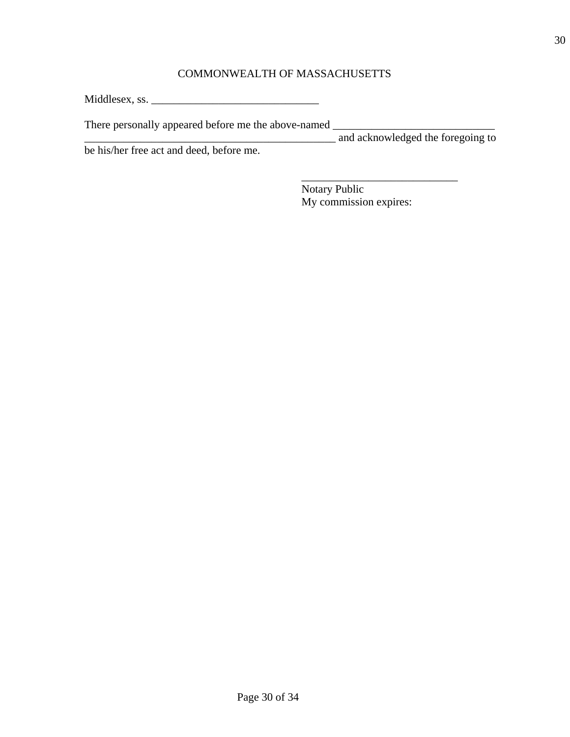COMMONWEALTH OF MASSACHUSETTS

Middlesex, ss. ______________________________

There personally appeared before me the above-named _____________________________ ______________________________________________ and acknowledged the foregoing to be his/her free act and deed, before me.

____________________________
Notary Public
My commission expires: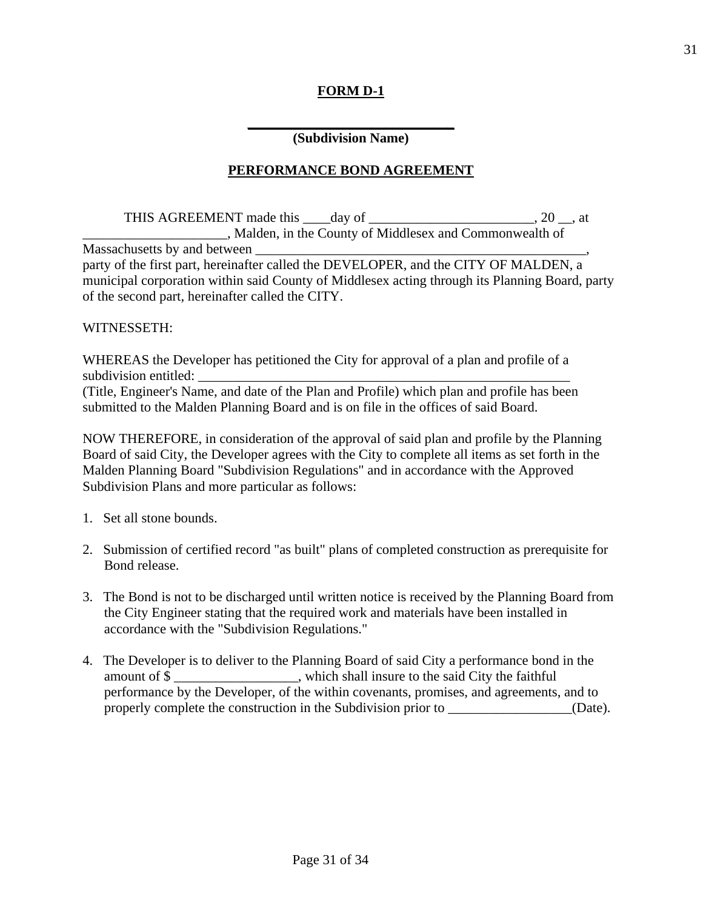**FORM D-1**

\_\_\_\_\_\_\_\_\_\_\_\_\_\_\_\_\_\_\_\_\_\_\_\_\_\_\_\_

**(Subdivision Name)**

**PERFORMANCE BOND AGREEMENT**

THIS AGREEMENT made this ____day of ________________________, 20 __, at _____________________, Malden, in the County of Middlesex and Commonwealth of Massachusetts by and between __________________________________________________, party of the first part, hereinafter called the DEVELOPER, and the CITY OF MALDEN, a municipal corporation within said County of Middlesex acting through its Planning Board, party of the second part, hereinafter called the CITY.

WITNESSETH:

WHEREAS the Developer has petitioned the City for approval of a plan and profile of a subdivision entitled: _________________________________________________________ (Title, Engineer's Name, and date of the Plan and Profile) which plan and profile has been submitted to the Malden Planning Board and is on file in the offices of said Board.

NOW THEREFORE, in consideration of the approval of said plan and profile by the Planning Board of said City, the Developer agrees with the City to complete all items as set forth in the Malden Planning Board "Subdivision Regulations" and in accordance with the Approved Subdivision Plans and more particular as follows:

1. Set all stone bounds.

2. Submission of certified record "as built" plans of completed construction as prerequisite for Bond release.

3. The Bond is not to be discharged until written notice is received by the Planning Board from the City Engineer stating that the required work and materials have been installed in accordance with the "Subdivision Regulations."

4. The Developer is to deliver to the Planning Board of said City a performance bond in the amount of $ __________________, which shall insure to the said City the faithful performance by the Developer, of the within covenants, promises, and agreements, and to properly complete the construction in the Subdivision prior to __________________(Date).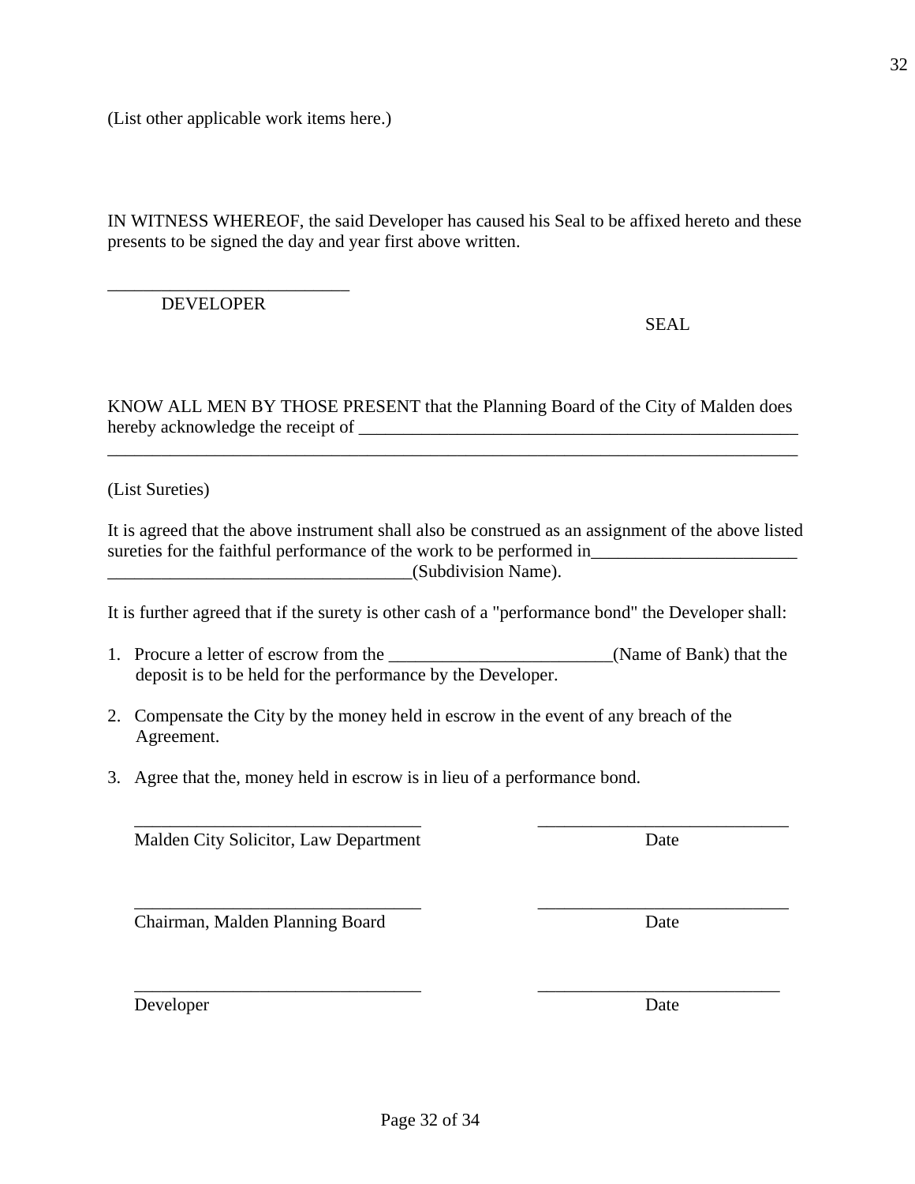(List other applicable work items here.)

IN WITNESS WHEREOF, the said Developer has caused his Seal to be affixed hereto and these presents to be signed the day and year first above written.

___________________________
DEVELOPER

SEAL

KNOW ALL MEN BY THOSE PRESENT that the Planning Board of the City of Malden does hereby acknowledge the receipt of ____________________________________________________
_____________________________________________________________________________

(List Sureties)

It is agreed that the above instrument shall also be construed as an assignment of the above listed sureties for the faithful performance of the work to be performed in_______________________
__________________________________(Subdivision Name).

It is further agreed that if the surety is other cash of a "performance bond" the Developer shall:

1. Procure a letter of escrow from the _________________________(Name of Bank) that the deposit is to be held for the performance by the Developer.

2. Compensate the City by the money held in escrow in the event of any breach of the Agreement.

3. Agree that the, money held in escrow is in lieu of a performance bond.

________________________________ ____________________________
Malden City Solicitor, Law Department Date

________________________________ ____________________________
Chairman, Malden Planning Board Date

________________________________ ___________________________
Developer Date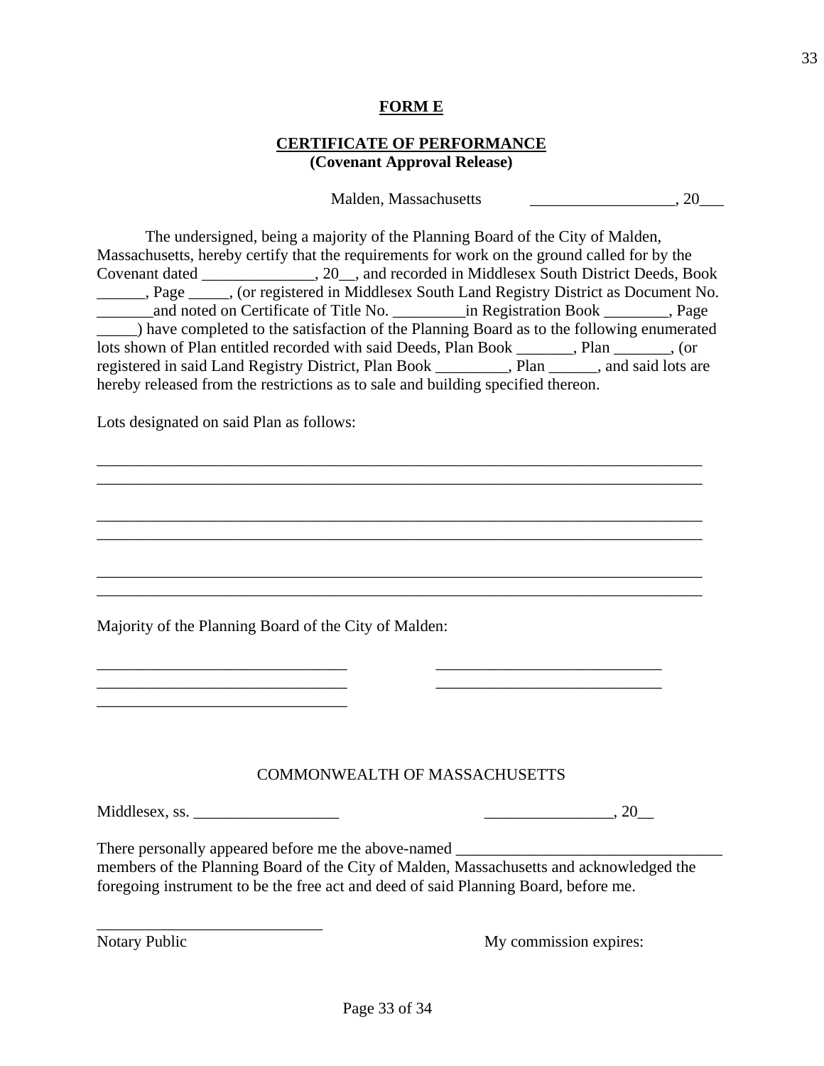**FORM E**

**CERTIFICATE OF PERFORMANCE**
**(Covenant Approval Release)**

Malden, Massachusetts __________________, 20___

The undersigned, being a majority of the Planning Board of the City of Malden, Massachusetts, hereby certify that the requirements for work on the ground called for by the Covenant dated ______________, 20__, and recorded in Middlesex South District Deeds, Book ______, Page _____, (or registered in Middlesex South Land Registry District as Document No. _______and noted on Certificate of Title No. _________in Registration Book ________, Page _____) have completed to the satisfaction of the Planning Board as to the following enumerated lots shown of Plan entitled recorded with said Deeds, Plan Book _______, Plan _______, (or registered in said Land Registry District, Plan Book _________, Plan ______, and said lots are hereby released from the restrictions as to sale and building specified thereon.

Lots designated on said Plan as follows:

_____________________________________________________________________________
_____________________________________________________________________________

_____________________________________________________________________________
_____________________________________________________________________________

_____________________________________________________________________________
_____________________________________________________________________________

Majority of the Planning Board of the City of Malden:

_______________________________ ____________________________
_______________________________ ____________________________
_______________________________

COMMONWEALTH OF MASSACHUSETTS

Middlesex, ss. __________________ ________________, 20__

There personally appeared before me the above-named _________________________________ members of the Planning Board of the City of Malden, Massachusetts and acknowledged the foregoing instrument to be the free act and deed of said Planning Board, before me.

____________________________
Notary Public My commission expires: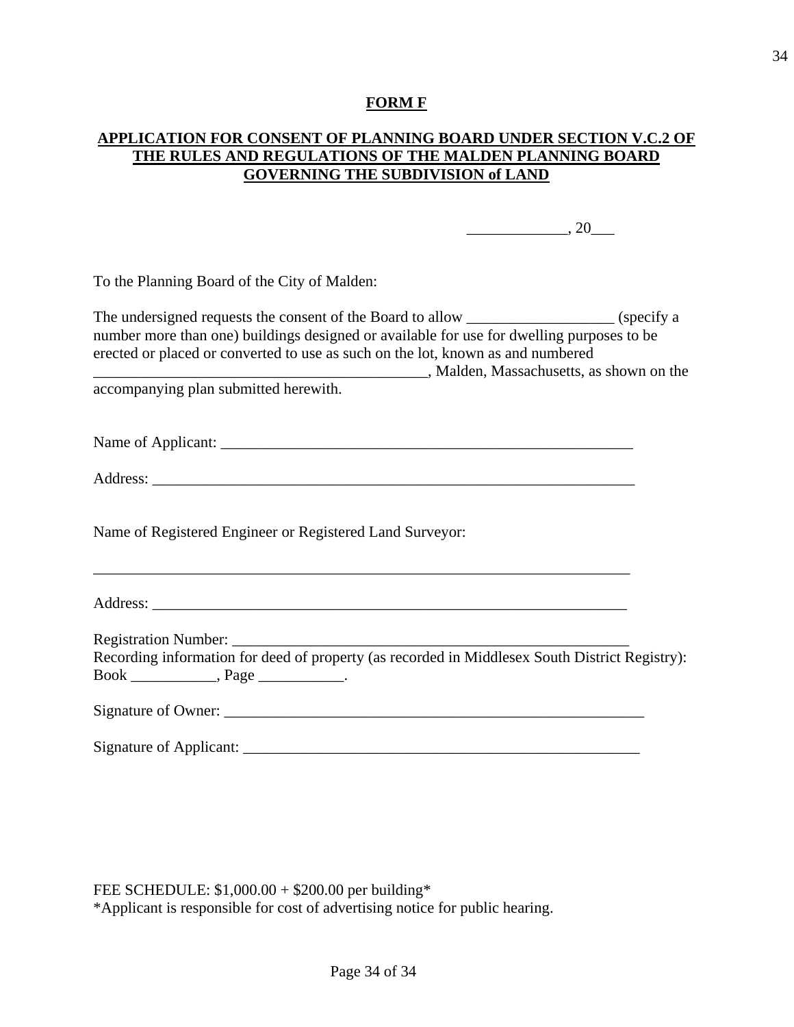**FORM F**

**APPLICATION FOR CONSENT OF PLANNING BOARD UNDER SECTION V.C.2 OF THE RULES AND REGULATIONS OF THE MALDEN PLANNING BOARD GOVERNING THE SUBDIVISION of LAND**

_____________, 20___

To the Planning Board of the City of Malden:

The undersigned requests the consent of the Board to allow ___________________ (specify a number more than one) buildings designed or available for use for dwelling purposes to be erected or placed or converted to use as such on the lot, known as and numbered _____________________________________________, Malden, Massachusetts, as shown on the accompanying plan submitted herewith.

Name of Applicant: _______________________________________________________

Address: _________________________________________________________________

Name of Registered Engineer or Registered Land Surveyor:

________________________________________________________________________

Address: ________________________________________________________________

Registration Number: _____________________________________________________

Recording information for deed of property (as recorded in Middlesex South District Registry): Book ___________, Page ___________.

Signature of Owner: ________________________________________________________

Signature of Applicant: _____________________________________________________

FEE SCHEDULE: $1,000.00 + $200.00 per building*

*Applicant is responsible for cost of advertising notice for public hearing.